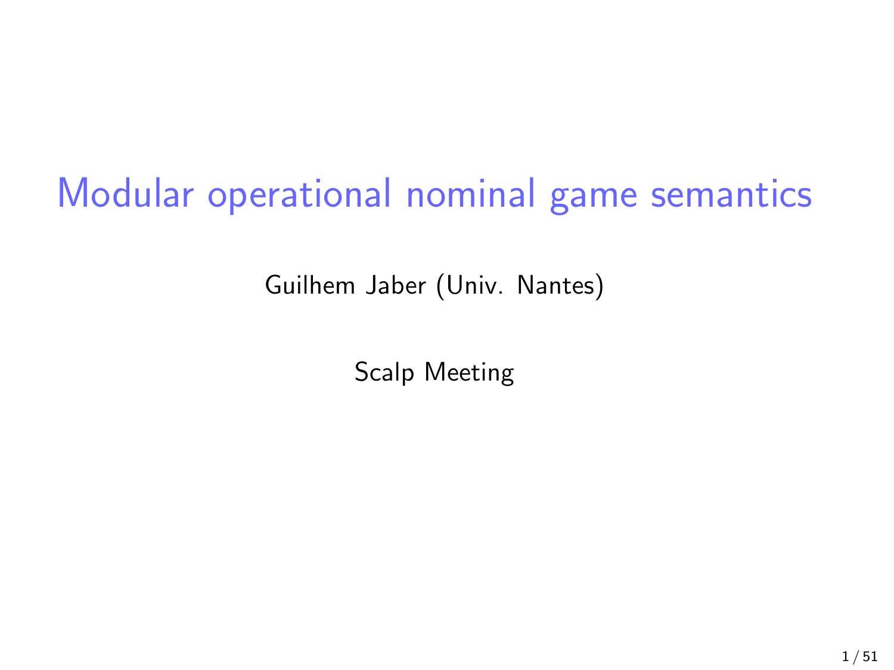# Modular operational nominal game semantics

Guilhem Jaber (Univ. Nantes)

Scalp Meeting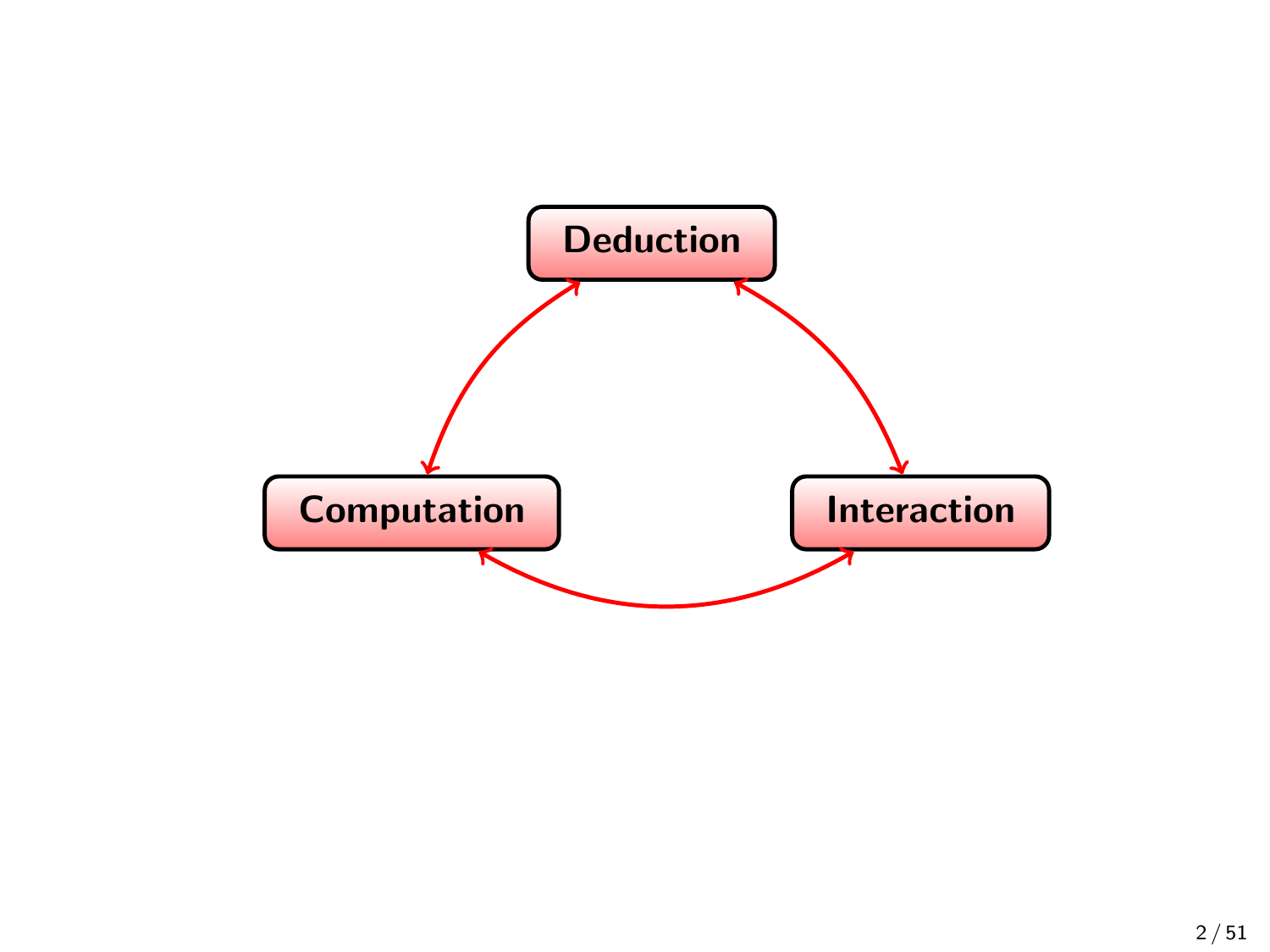**Deduction**

**Computation**

**Interaction**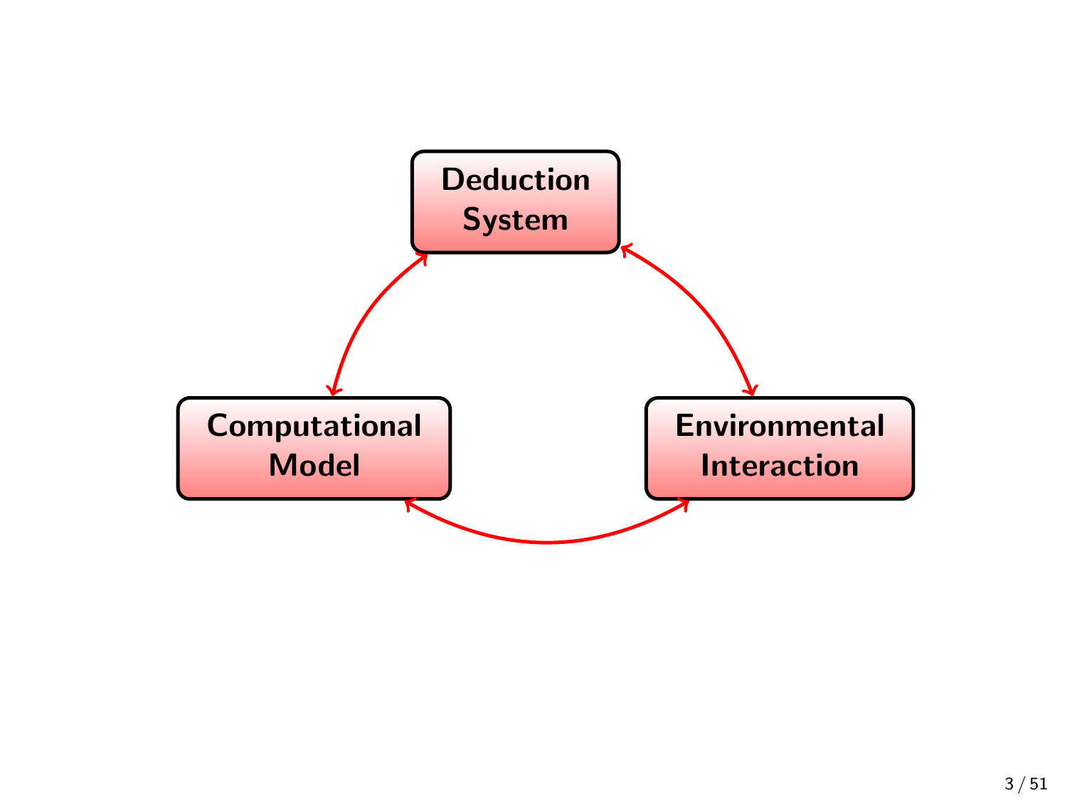Deduction System

Computational Model

Environmental Interaction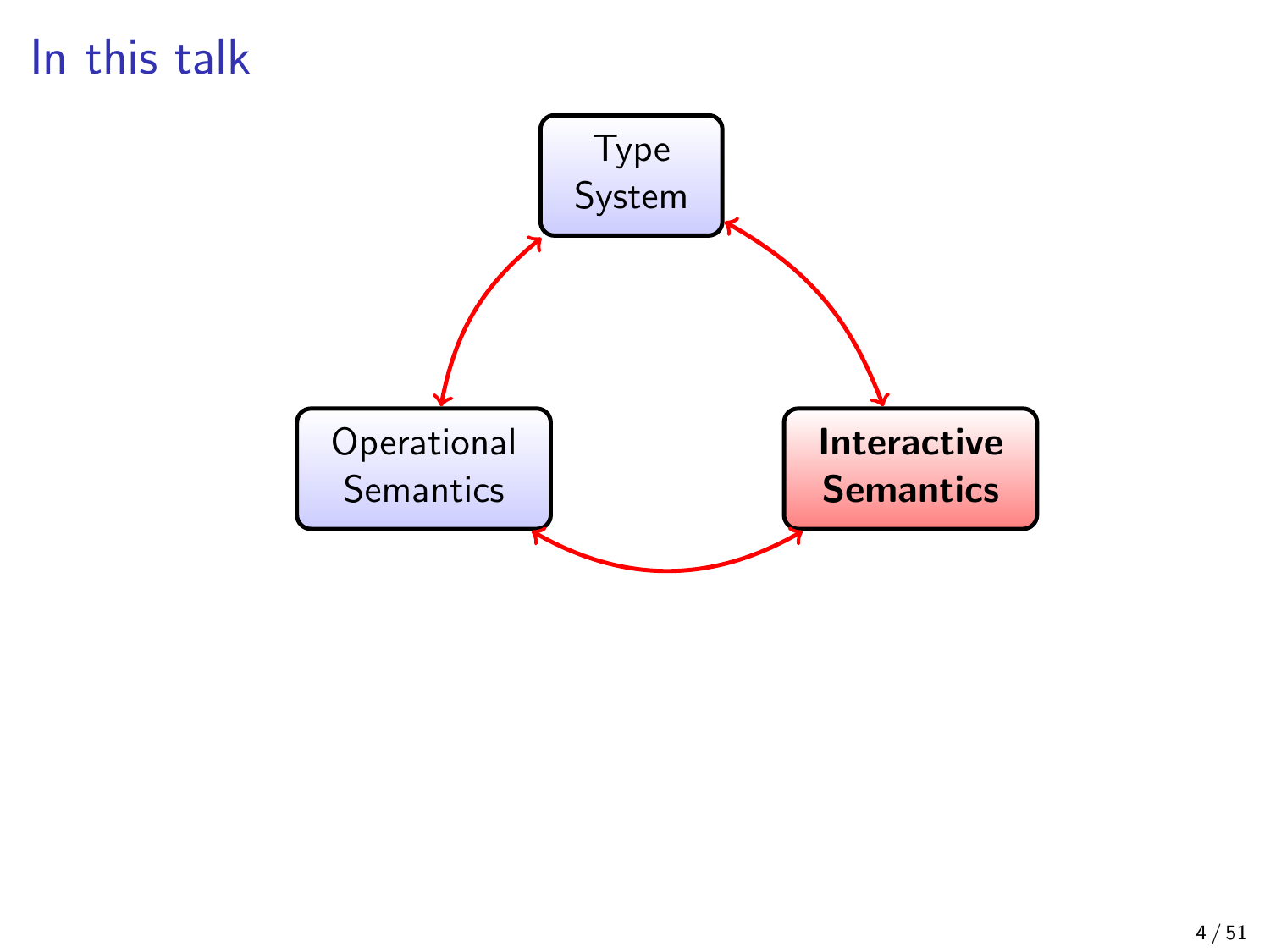# In this talk

Type System

Operational Semantics

**Interactive Semantics**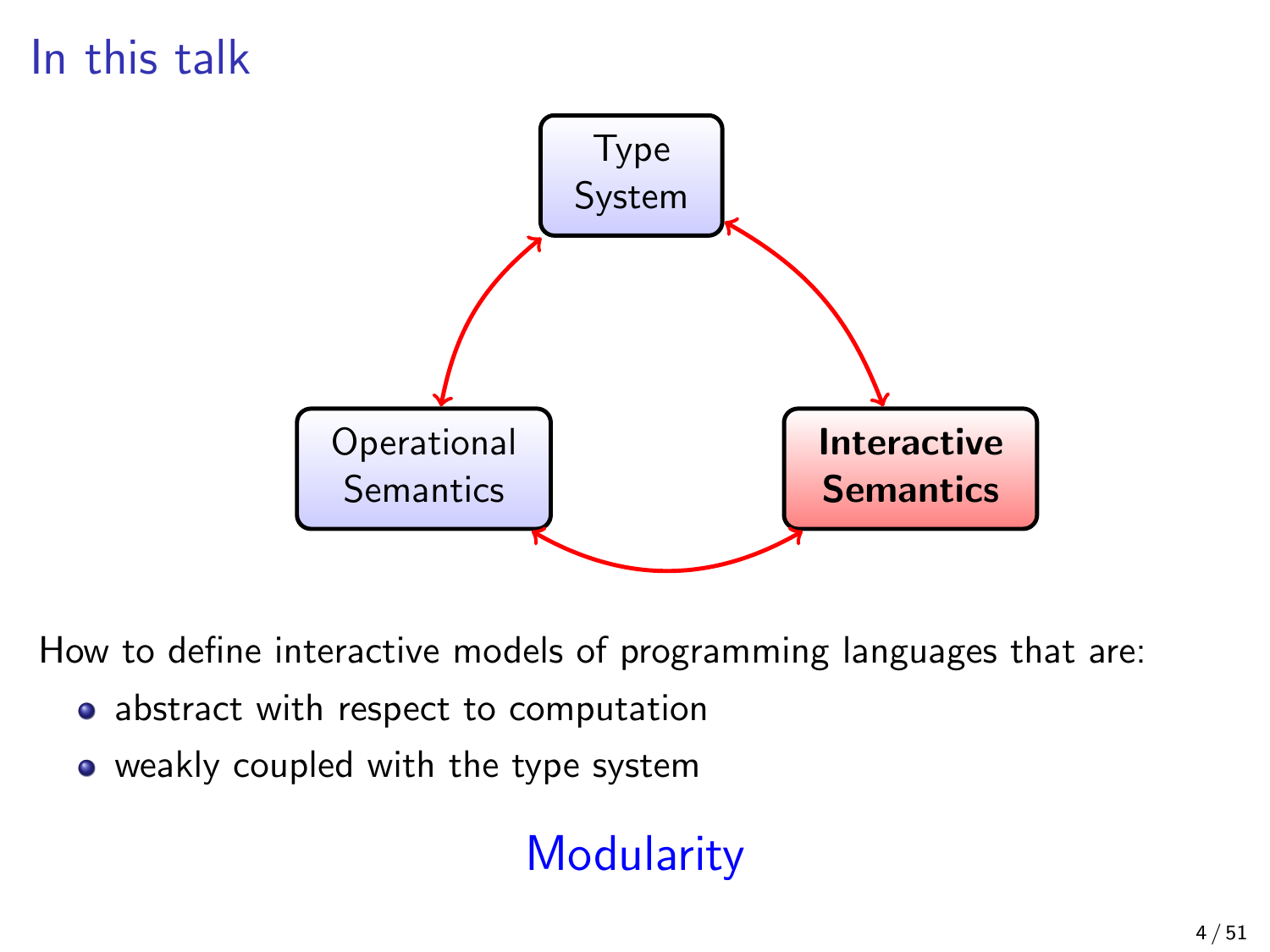# In this talk

Type System

Operational Semantics

**Interactive Semantics**

How to define interactive models of programming languages that are:

- abstract with respect to computation
- weakly coupled with the type system

Modularity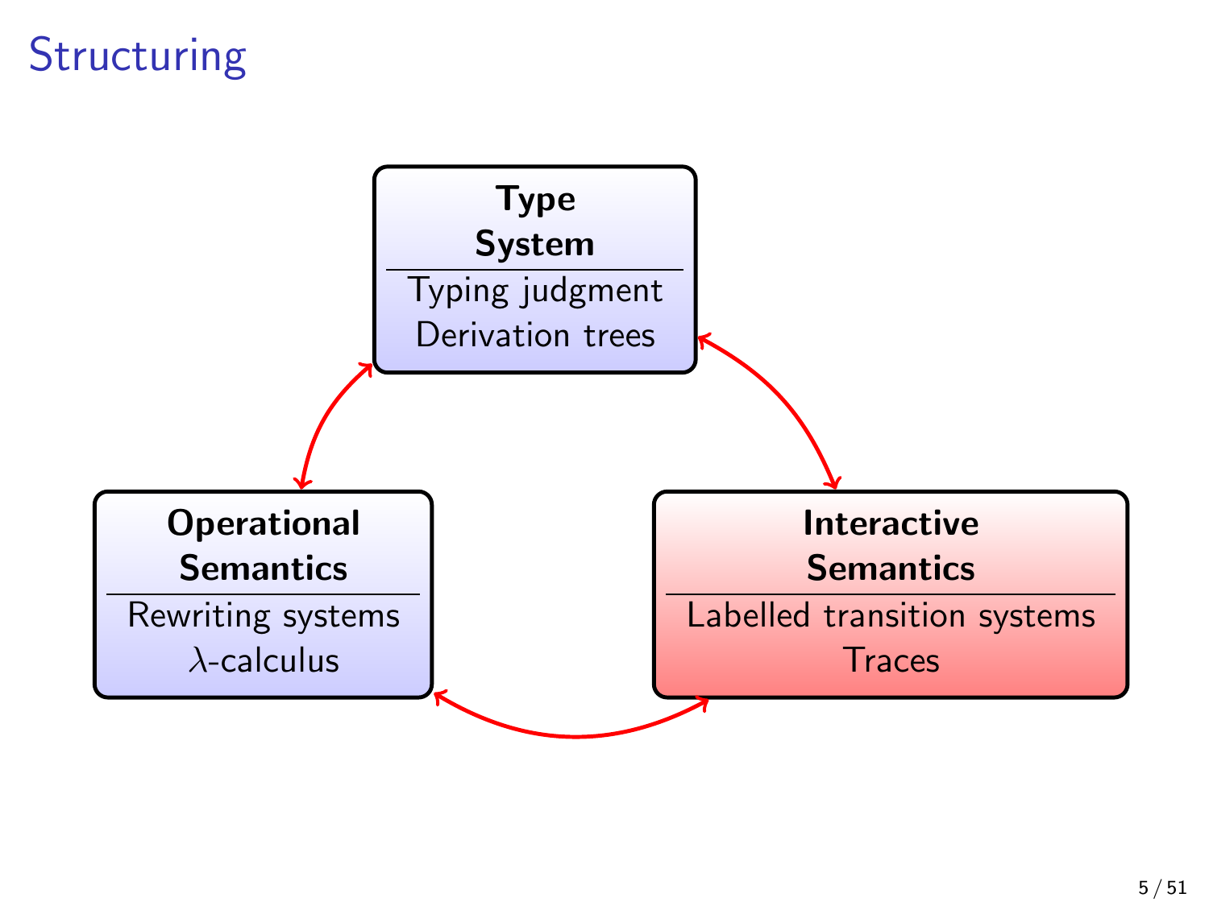# Structuring

**Type System**

Typing judgment

Derivation trees

**Operational Semantics**

Rewriting systems

$\lambda$-calculus

**Interactive Semantics**

Labelled transition systems

Traces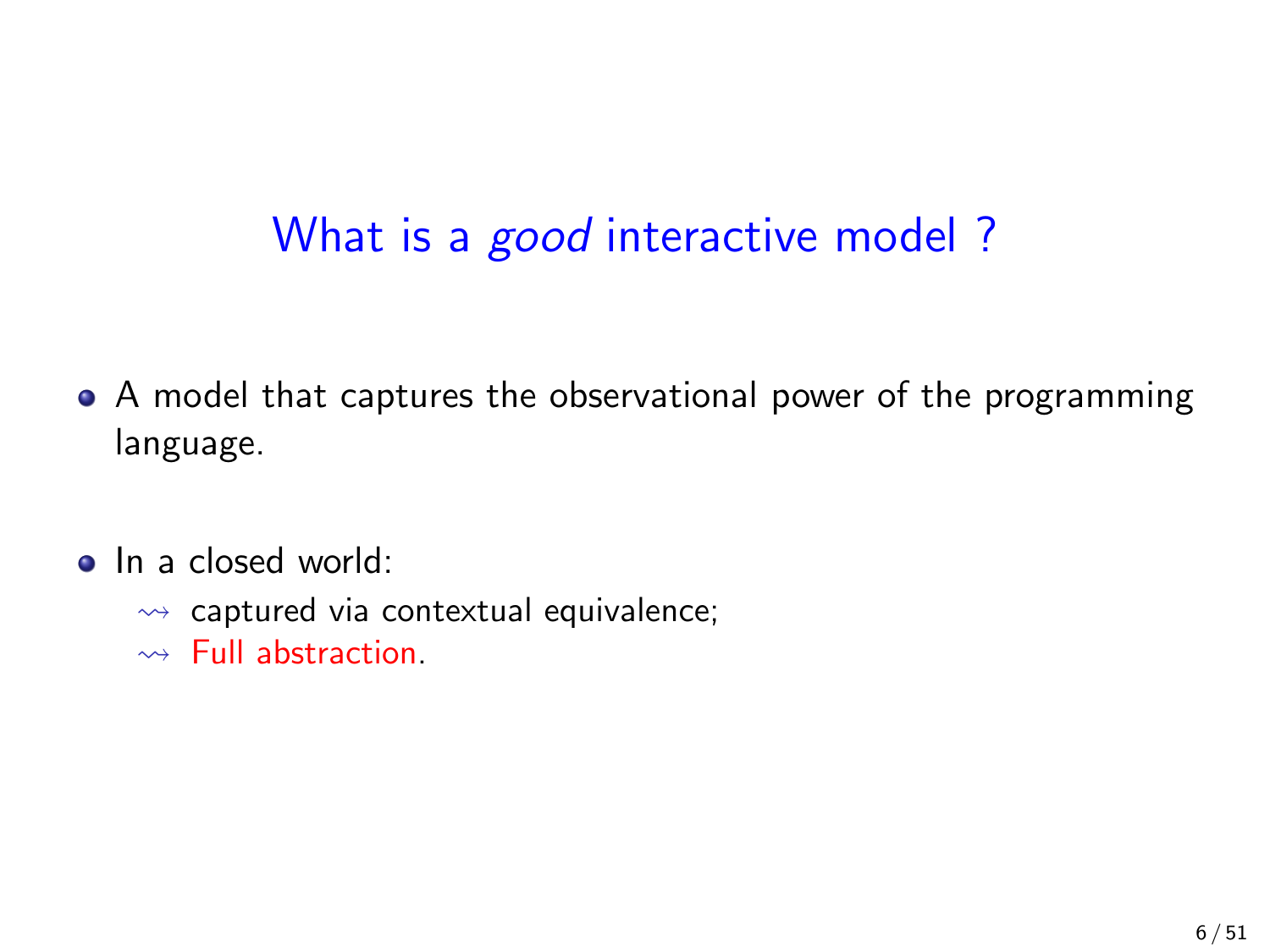# What is a *good* interactive model ?

- A model that captures the observational power of the programming language.

- In a closed world:
  - $\rightsquigarrow$ captured via contextual equivalence;
  - $\rightsquigarrow$ Full abstraction.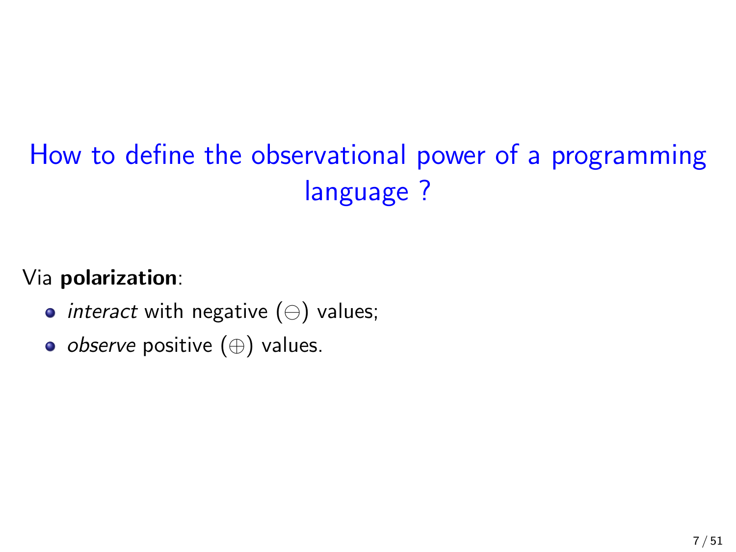## How to define the observational power of a programming language ?

Via **polarization**:

- *interact* with negative ($\ominus$) values;
- *observe* positive ($\oplus$) values.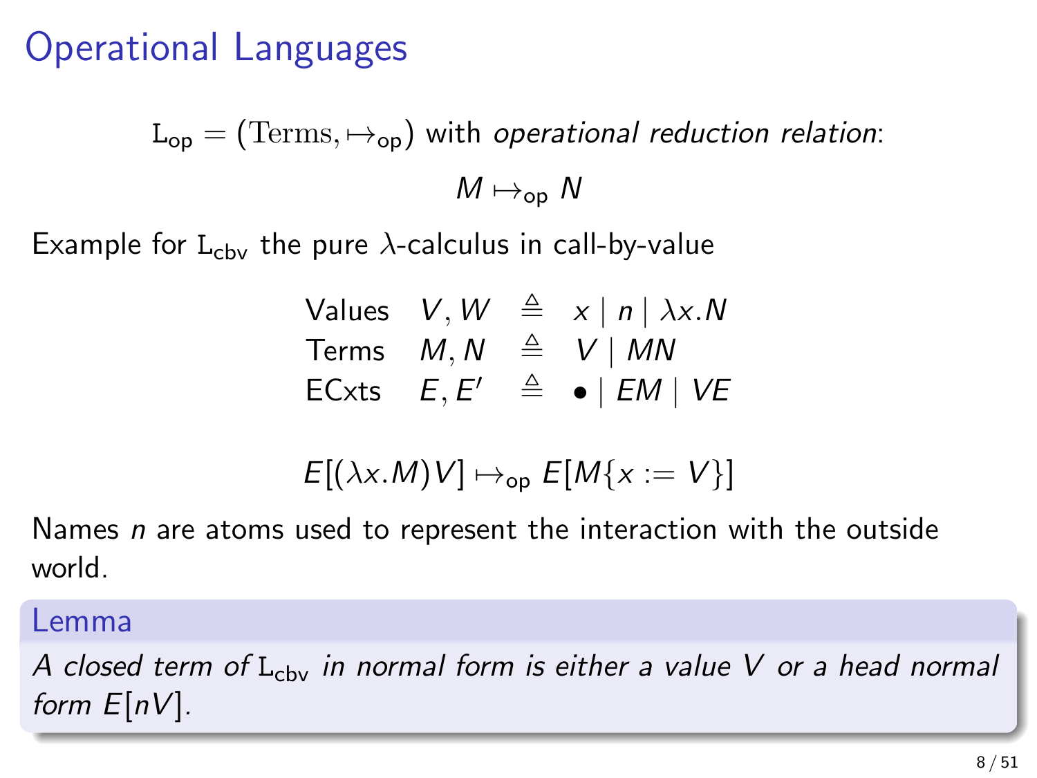# Operational Languages

$$\mathrm{L_{op}} = (\mathrm{Terms}, \mapsto_{\mathsf{op}}) \text{ with } \textit{operational reduction relation}:$$

$$M \mapsto_{\mathsf{op}} N$$

Example for $\mathrm{L_{cbv}}$ the pure $\lambda$-calculus in call-by-value

$$\begin{array}{llcl}
\text{Values} & V, W & \triangleq & x \mid n \mid \lambda x.N \\
\text{Terms} & M, N & \triangleq & V \mid MN \\
\text{ECxts} & E, E' & \triangleq & \bullet \mid EM \mid VE
\end{array}$$

$$E[(\lambda x.M)V] \mapsto_{\mathsf{op}} E[M\{x := V\}]$$

Names $n$ are atoms used to represent the interaction with the outside world.

**Lemma**

*A closed term of $\mathrm{L_{cbv}}$ in normal form is either a value $V$ or a head normal form $E[nV]$.*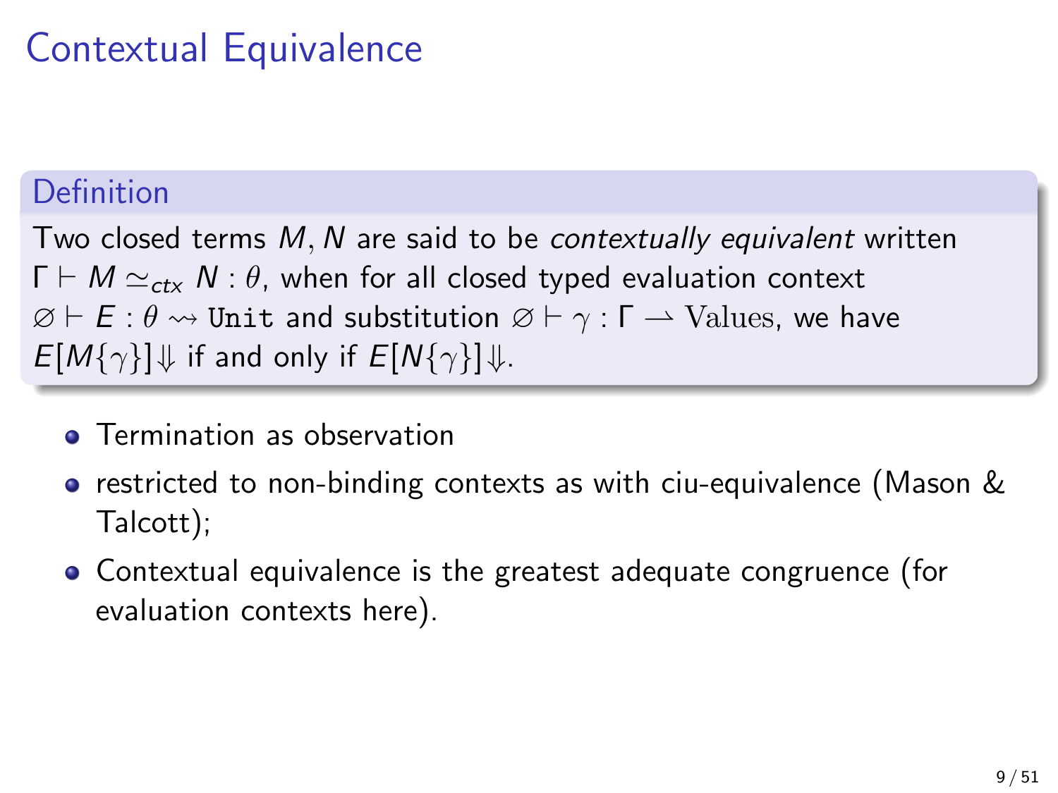# Contextual Equivalence

**Definition**

Two closed terms $M, N$ are said to be *contextually equivalent* written $\Gamma \vdash M \simeq_{ctx} N : \theta$, when for all closed typed evaluation context $\varnothing \vdash E : \theta \rightsquigarrow \texttt{Unit}$ and substitution $\varnothing \vdash \gamma : \Gamma \rightharpoonup \mathrm{Values}$, we have $E[M\{\gamma\}]\Downarrow$ if and only if $E[N\{\gamma\}]\Downarrow$.

- Termination as observation
- restricted to non-binding contexts as with ciu-equivalence (Mason & Talcott);
- Contextual equivalence is the greatest adequate congruence (for evaluation contexts here).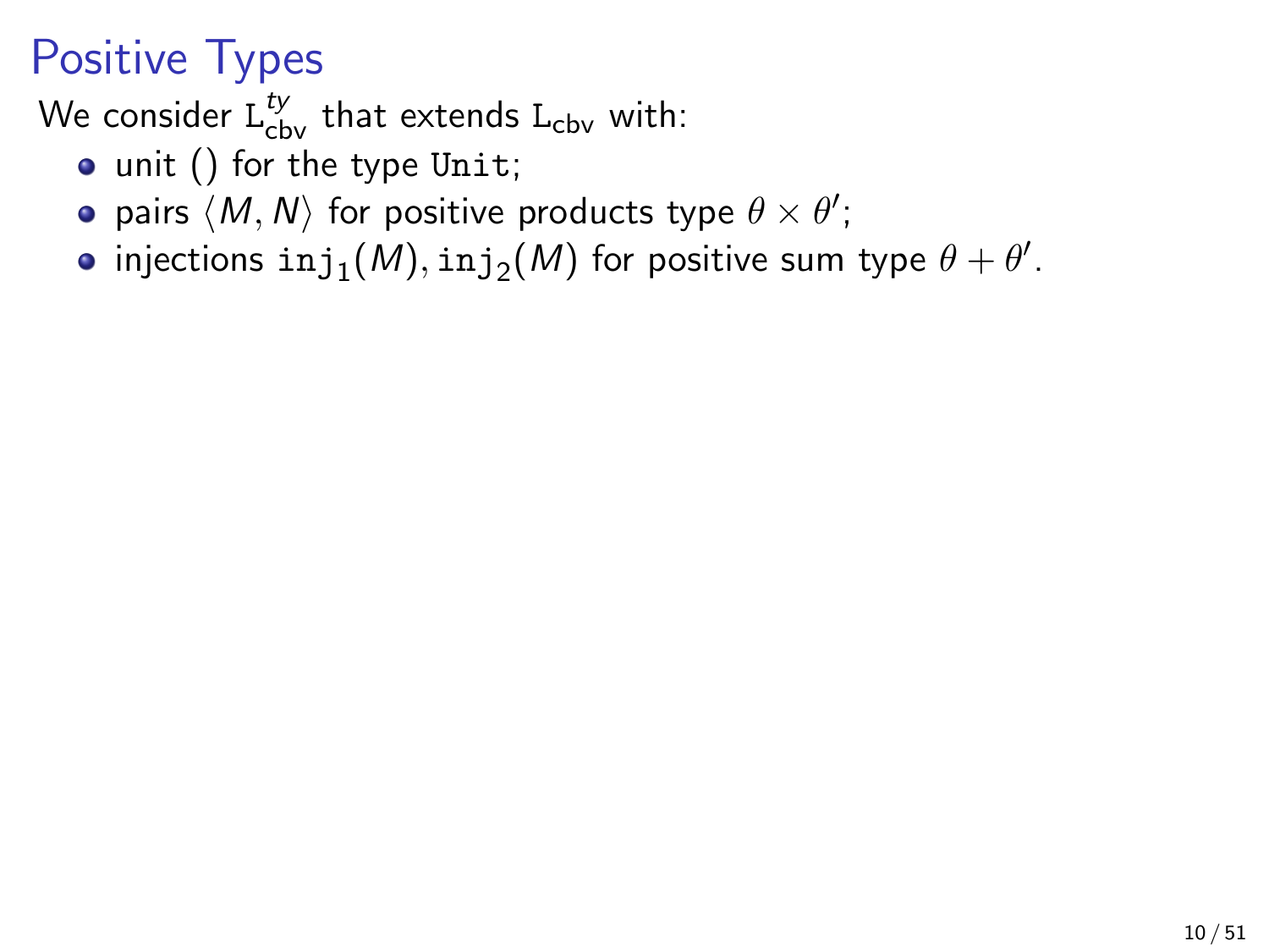# Positive Types

We consider $\mathtt{L}^{ty}_{\mathsf{cbv}}$ that extends $\mathtt{L}_{\mathsf{cbv}}$ with:

- unit $()$ for the type `Unit`;
- pairs $\langle M, N \rangle$ for positive products type $\theta \times \theta'$;
- injections $\mathtt{inj}_1(M), \mathtt{inj}_2(M)$ for positive sum type $\theta + \theta'$.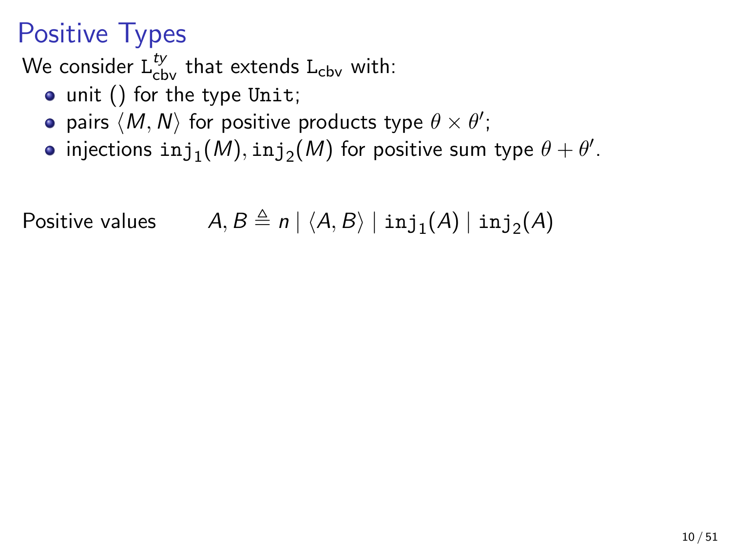# Positive Types

We consider $\mathtt{L}^{ty}_{\mathsf{cbv}}$ that extends $\mathtt{L}_{\mathsf{cbv}}$ with:

- unit () for the type `Unit`;
- pairs $\langle M, N \rangle$ for positive products type $\theta \times \theta'$;
- injections $\mathtt{inj}_1(M), \mathtt{inj}_2(M)$ for positive sum type $\theta + \theta'$.

Positive values $\qquad A, B \triangleq n \mid \langle A, B \rangle \mid \mathtt{inj}_1(A) \mid \mathtt{inj}_2(A)$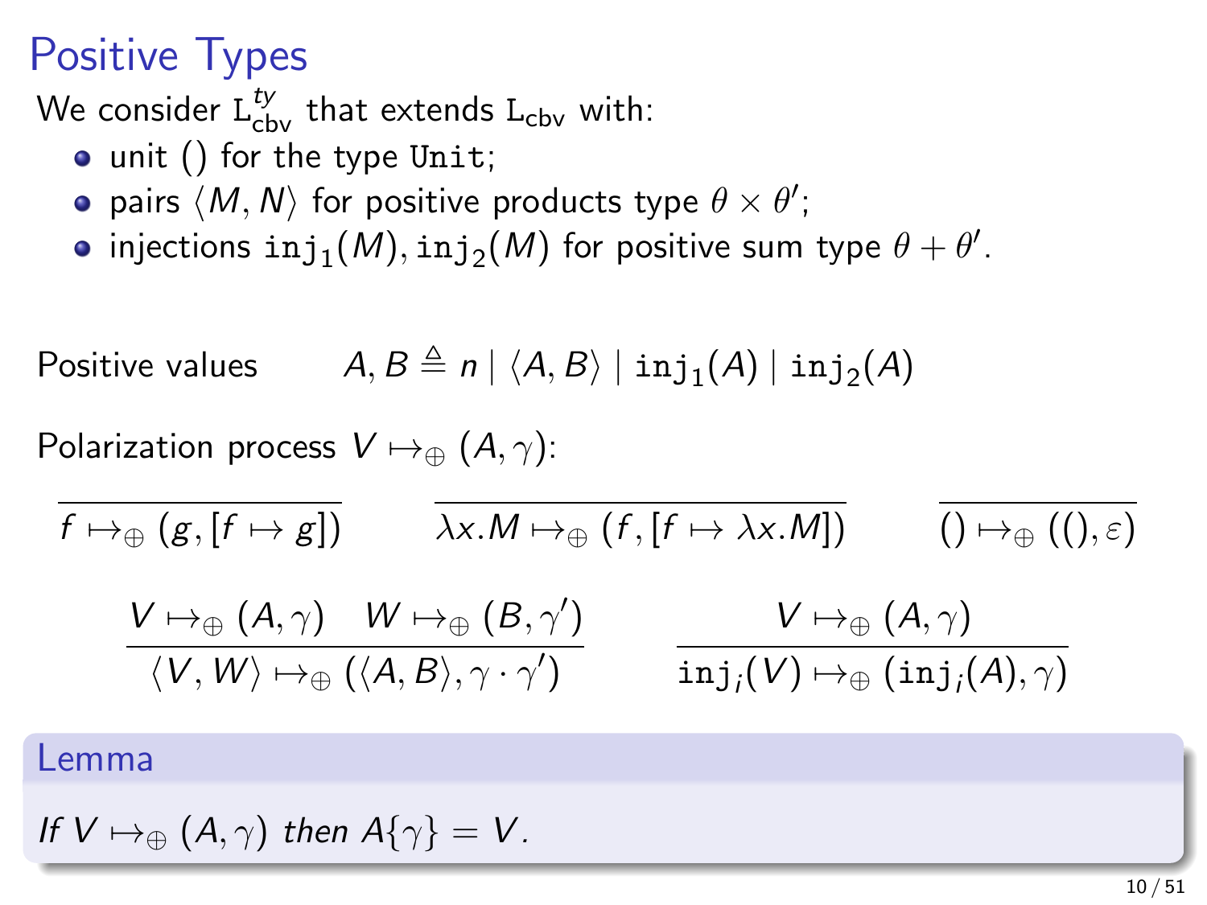# Positive Types

We consider $\mathtt{L}^{ty}_{\mathsf{cbv}}$ that extends $\mathtt{L}_{\mathsf{cbv}}$ with:

- unit $()$ for the type $\mathtt{Unit}$;
- pairs $\langle M, N \rangle$ for positive products type $\theta \times \theta'$;
- injections $\mathtt{inj}_1(M), \mathtt{inj}_2(M)$ for positive sum type $\theta + \theta'$.

Positive values $\qquad A, B \triangleq n \mid \langle A, B \rangle \mid \mathtt{inj}_1(A) \mid \mathtt{inj}_2(A)$

Polarization process $V \mapsto_\oplus (A, \gamma)$:

$$\frac{}{f \mapsto_\oplus (g, [f \mapsto g])} \qquad \frac{}{\lambda x.M \mapsto_\oplus (f, [f \mapsto \lambda x.M])} \qquad \frac{}{() \mapsto_\oplus ((), \varepsilon)}$$

$$\frac{V \mapsto_\oplus (A, \gamma) \quad W \mapsto_\oplus (B, \gamma')}{\langle V, W \rangle \mapsto_\oplus (\langle A, B \rangle, \gamma \cdot \gamma')} \qquad \frac{V \mapsto_\oplus (A, \gamma)}{\mathtt{inj}_i(V) \mapsto_\oplus (\mathtt{inj}_i(A), \gamma)}$$

**Lemma**

*If $V \mapsto_\oplus (A, \gamma)$ then $A\{\gamma\} = V$.*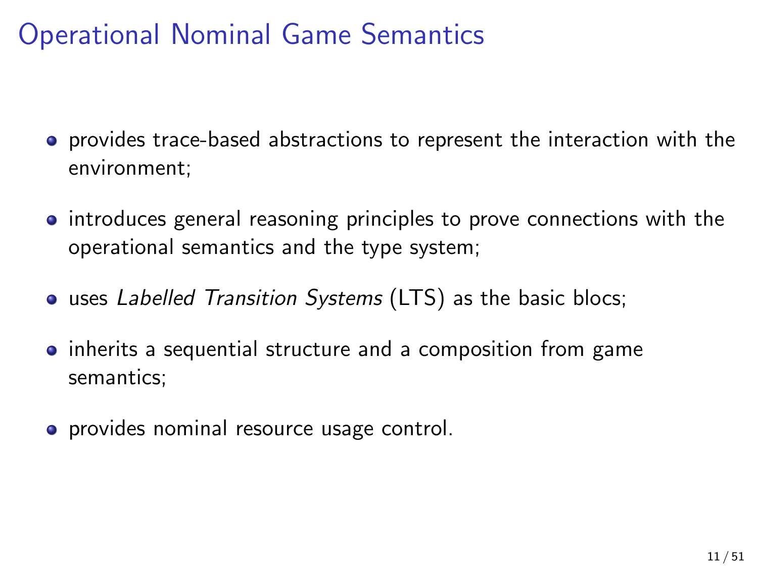# Operational Nominal Game Semantics

- provides trace-based abstractions to represent the interaction with the environment;
- introduces general reasoning principles to prove connections with the operational semantics and the type system;
- uses *Labelled Transition Systems* (LTS) as the basic blocs;
- inherits a sequential structure and a composition from game semantics;
- provides nominal resource usage control.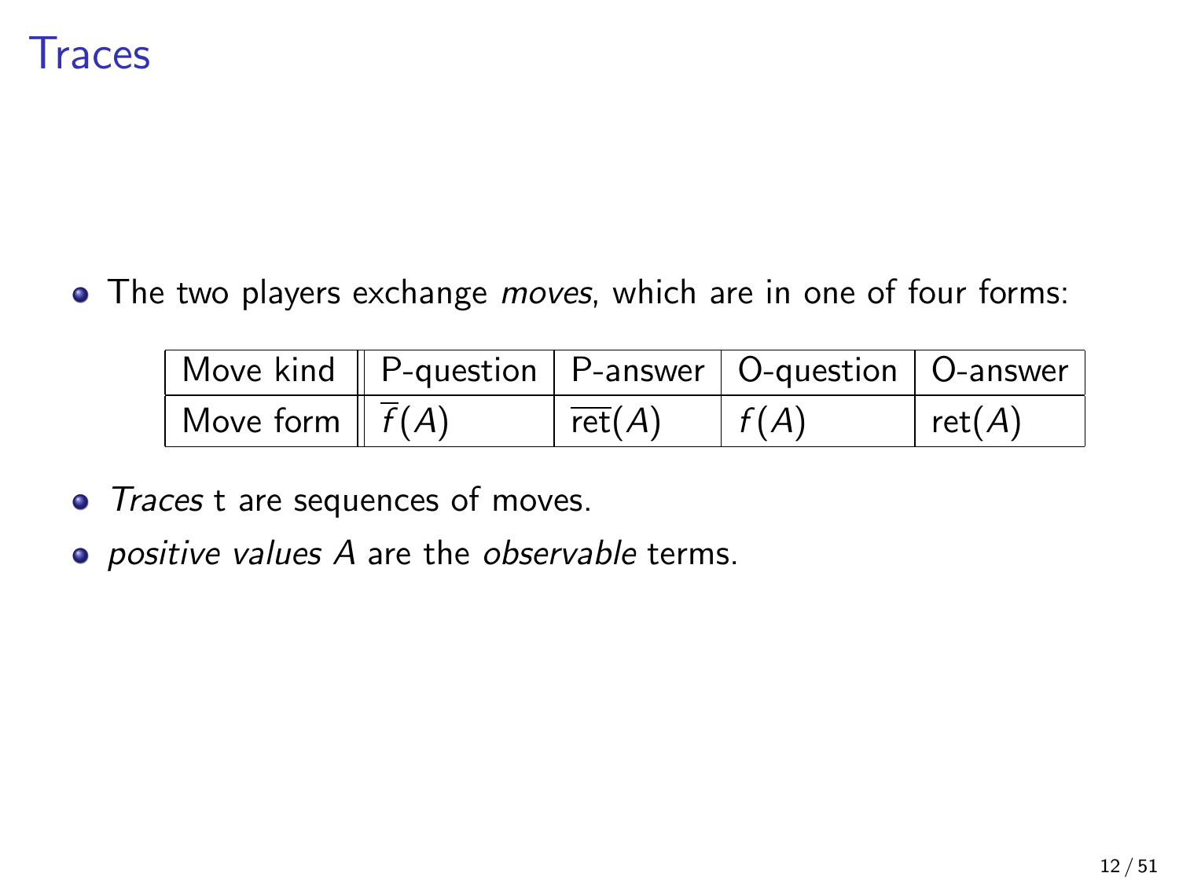# Traces

- The two players exchange *moves*, which are in one of four forms:

| Move kind | P-question | P-answer | O-question | O-answer |
|---|---|---|---|---|
| Move form | $\overline{f}(A)$ | $\overline{\text{ret}}(A)$ | $f(A)$ | $\text{ret}(A)$ |

- *Traces* t are sequences of moves.
- *positive values* $A$ are the *observable* terms.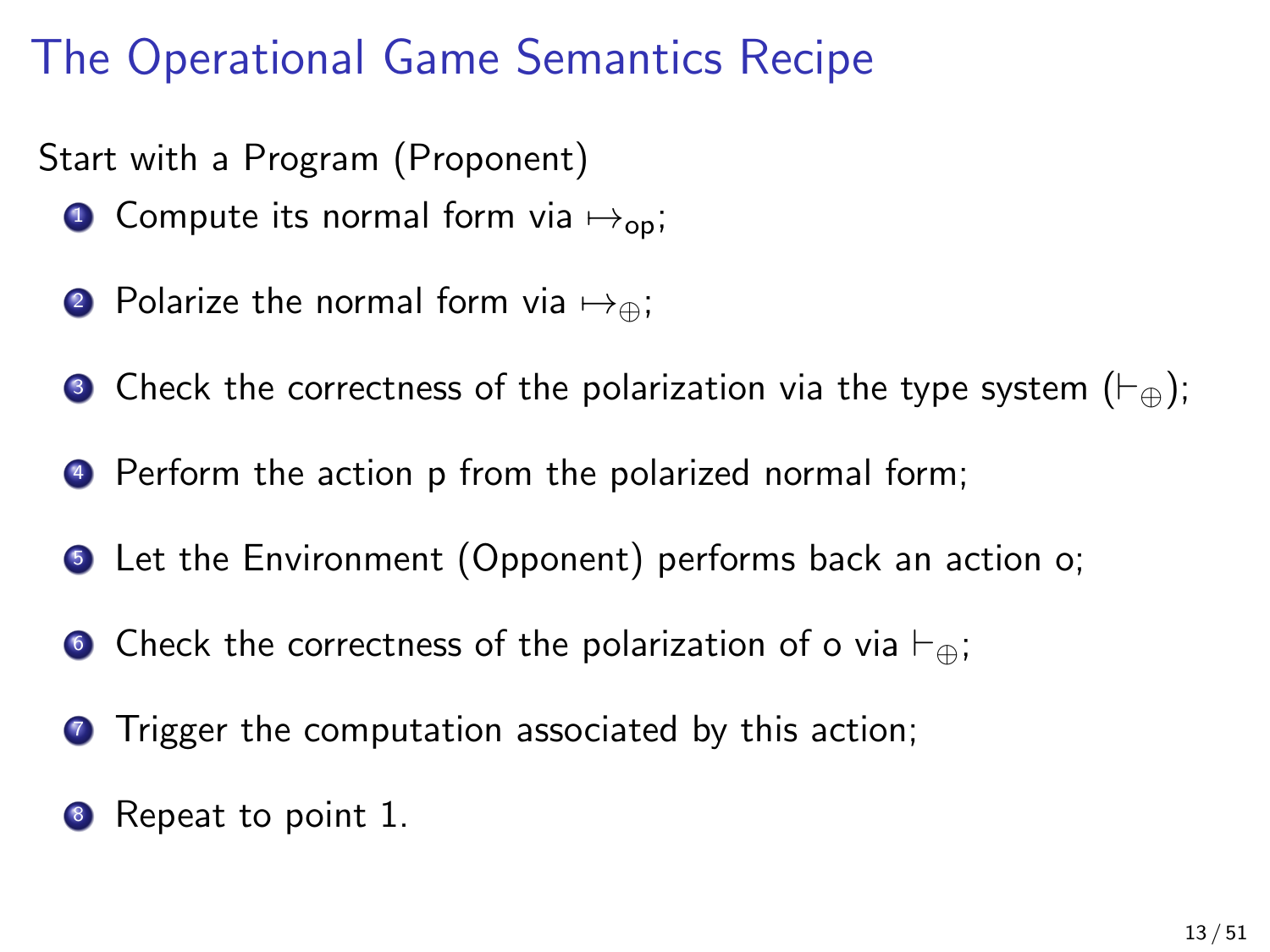# The Operational Game Semantics Recipe

Start with a Program (Proponent)

1. Compute its normal form via $\mapsto_{\mathsf{op}}$;
2. Polarize the normal form via $\mapsto_{\oplus}$;
3. Check the correctness of the polarization via the type system ($\vdash_{\oplus}$);
4. Perform the action p from the polarized normal form;
5. Let the Environment (Opponent) performs back an action o;
6. Check the correctness of the polarization of o via $\vdash_{\oplus}$;
7. Trigger the computation associated by this action;
8. Repeat to point 1.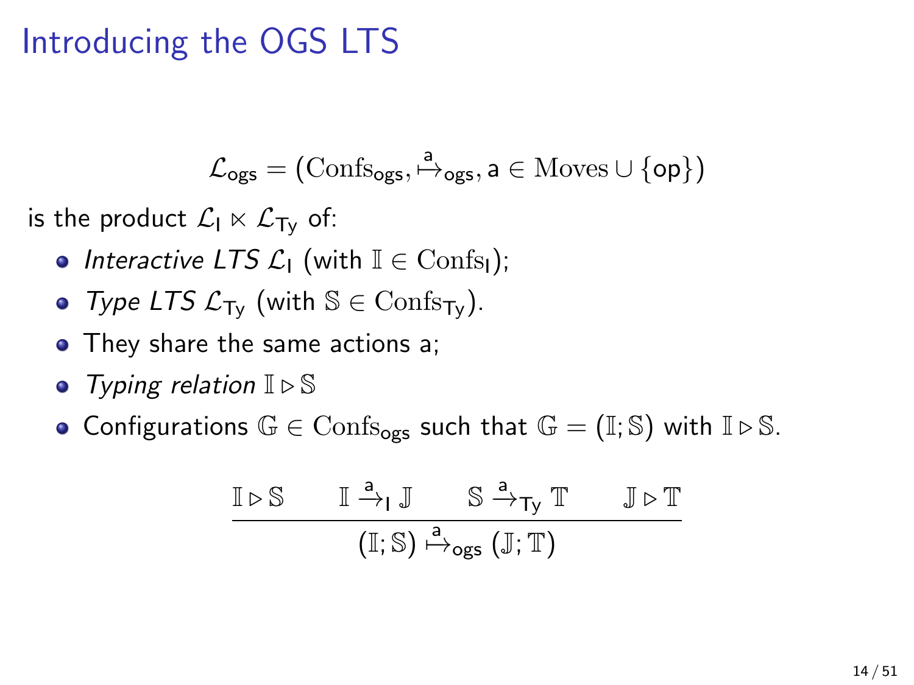# Introducing the OGS LTS

$$\mathcal{L}_{\mathsf{ogs}} = (\mathrm{Confs}_{\mathsf{ogs}}, \overset{\mathsf{a}}{\mapsto}_{\mathsf{ogs}}, \mathsf{a} \in \mathrm{Moves} \cup \{\mathsf{op}\})$$

is the product $\mathcal{L}_{\mathsf{I}} \ltimes \mathcal{L}_{\mathsf{Ty}}$ of:

- *Interactive LTS* $\mathcal{L}_{\mathsf{I}}$ (with $\mathbb{I} \in \mathrm{Confs}_{\mathsf{I}}$);
- *Type LTS* $\mathcal{L}_{\mathsf{Ty}}$ (with $\mathbb{S} \in \mathrm{Confs}_{\mathsf{Ty}}$).
- They share the same actions a;
- *Typing relation* $\mathbb{I} \triangleright \mathbb{S}$
- Configurations $\mathbb{G} \in \mathrm{Confs}_{\mathsf{ogs}}$ such that $\mathbb{G} = (\mathbb{I}; \mathbb{S})$ with $\mathbb{I} \triangleright \mathbb{S}$.

$$\frac{\mathbb{I} \triangleright \mathbb{S} \qquad \mathbb{I} \xrightarrow{\mathsf{a}}_{\mathsf{I}} \mathbb{J} \qquad \mathbb{S} \xrightarrow{\mathsf{a}}_{\mathsf{Ty}} \mathbb{T} \qquad \mathbb{J} \triangleright \mathbb{T}}{(\mathbb{I}; \mathbb{S}) \overset{\mathsf{a}}{\mapsto}_{\mathsf{ogs}} (\mathbb{J}; \mathbb{T})}$$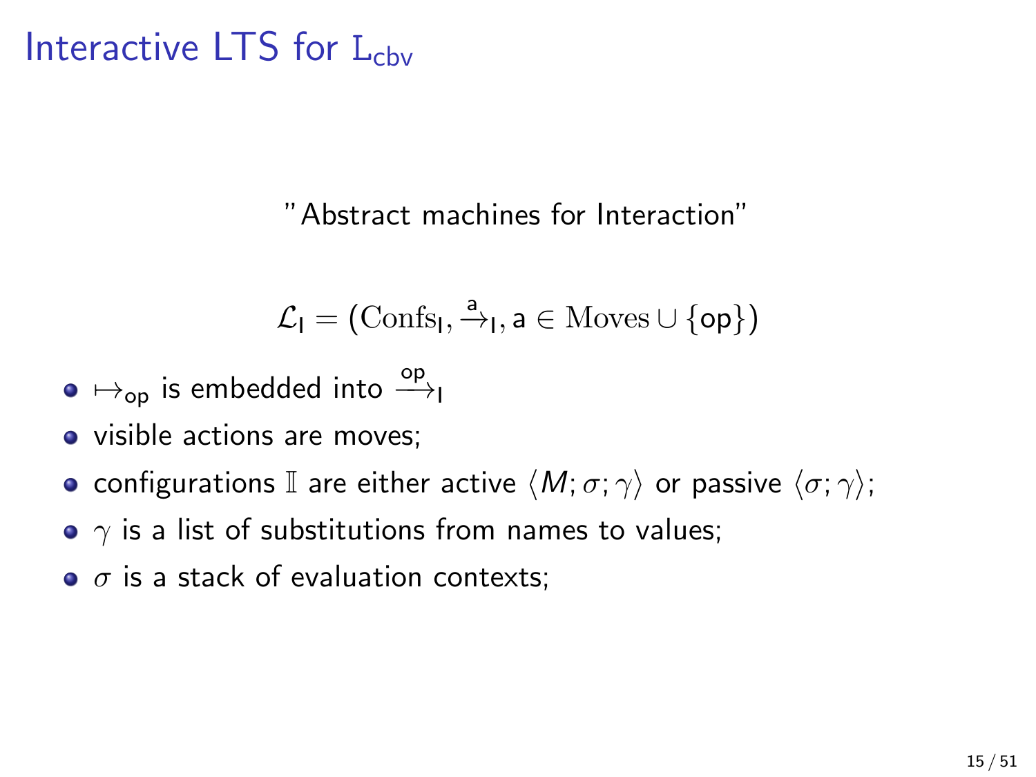# Interactive LTS for $\mathrm{L_{cbv}}$

"Abstract machines for Interaction"

$$\mathcal{L}_\mathsf{I} = (\mathrm{Confs}_\mathsf{I}, \xrightarrow{\mathsf{a}}_\mathsf{I}, \mathsf{a} \in \mathrm{Moves} \cup \{\mathsf{op}\})$$

- $\mapsto_{\mathsf{op}}$ is embedded into $\xrightarrow{\mathsf{op}}_\mathsf{I}$
- visible actions are moves;
- configurations $\mathbb{I}$ are either active $\langle M; \sigma; \gamma\rangle$ or passive $\langle \sigma; \gamma\rangle$;
- $\gamma$ is a list of substitutions from names to values;
- $\sigma$ is a stack of evaluation contexts;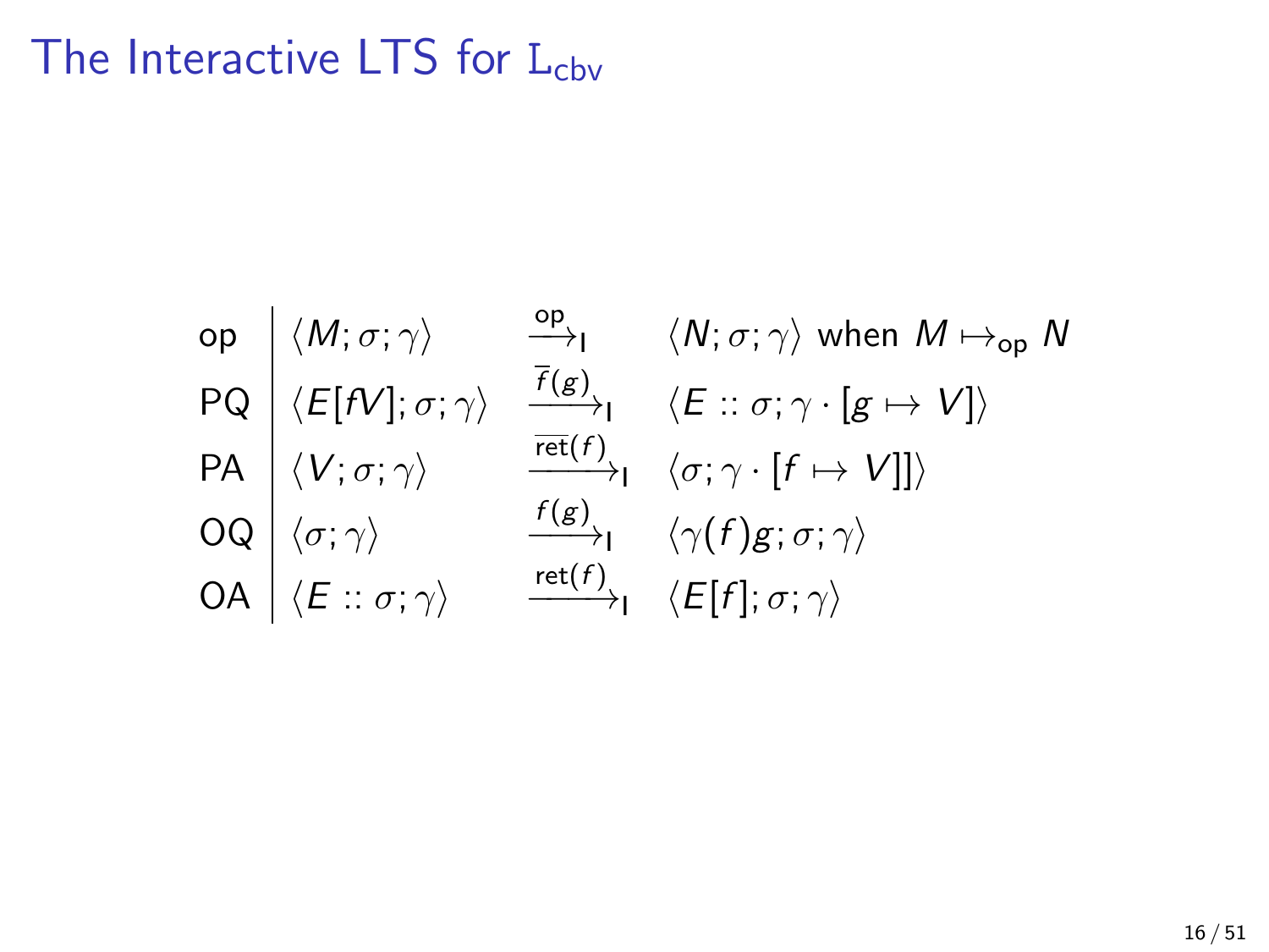# The Interactive LTS for $\mathrm{L}_{\mathsf{cbv}}$

$$
\begin{array}{l|lll}
\mathsf{op} & \langle M;\sigma;\gamma\rangle & \xrightarrow{\mathsf{op}}_{\mathsf{I}} & \langle N;\sigma;\gamma\rangle \text{ when } M \mapsto_{\mathsf{op}} N \\
\mathsf{PQ} & \langle E[fV];\sigma;\gamma\rangle & \xrightarrow{\overline{f}(g)}_{\mathsf{I}} & \langle E :: \sigma;\gamma\cdot[g\mapsto V]\rangle \\
\mathsf{PA} & \langle V;\sigma;\gamma\rangle & \xrightarrow{\overline{\mathsf{ret}}(f)}_{\mathsf{I}} & \langle \sigma;\gamma\cdot[f\mapsto V]]\rangle \\
\mathsf{OQ} & \langle \sigma;\gamma\rangle & \xrightarrow{f(g)}_{\mathsf{I}} & \langle \gamma(f)g;\sigma;\gamma\rangle \\
\mathsf{OA} & \langle E :: \sigma;\gamma\rangle & \xrightarrow{\mathsf{ret}(f)}_{\mathsf{I}} & \langle E[f];\sigma;\gamma\rangle
\end{array}
$$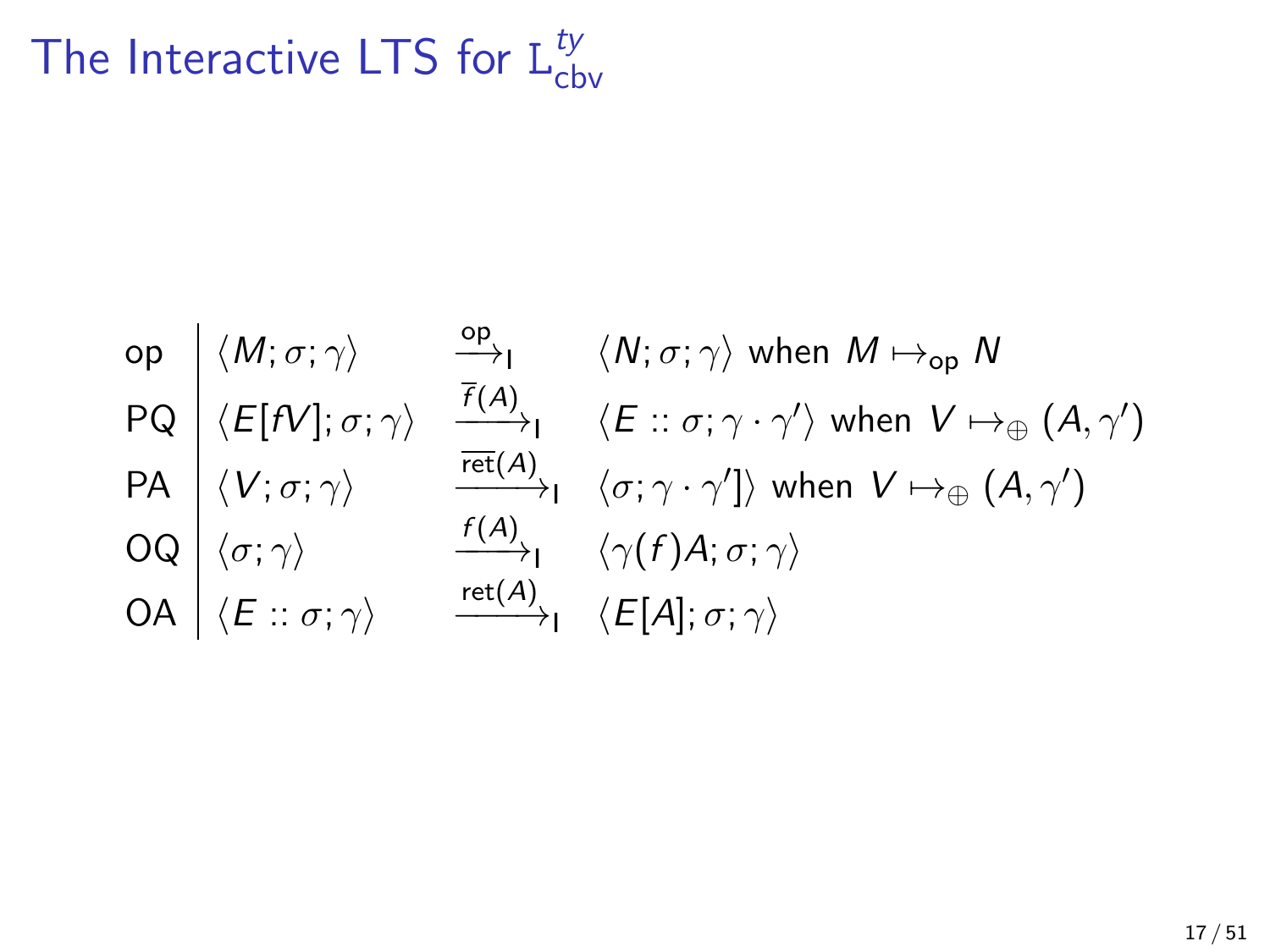# The Interactive LTS for $\mathrm{L}^{ty}_{\mathrm{cbv}}$

| | | | |
|---|---|---|---|
| op | $\langle M; \sigma; \gamma \rangle$ | $\xrightarrow{\mathsf{op}}_{\mathsf{I}}$ | $\langle N; \sigma; \gamma \rangle$ when $M \mapsto_{\mathsf{op}} N$ |
| PQ | $\langle E[fV]; \sigma; \gamma \rangle$ | $\xrightarrow{\overline{f}(A)}_{\mathsf{I}}$ | $\langle E :: \sigma; \gamma \cdot \gamma' \rangle$ when $V \mapsto_{\oplus} (A, \gamma')$ |
| PA | $\langle V; \sigma; \gamma \rangle$ | $\xrightarrow{\overline{\mathsf{ret}}(A)}_{\mathsf{I}}$ | $\langle \sigma; \gamma \cdot \gamma' ] \rangle$ when $V \mapsto_{\oplus} (A, \gamma')$ |
| OQ | $\langle \sigma; \gamma \rangle$ | $\xrightarrow{f(A)}_{\mathsf{I}}$ | $\langle \gamma(f) A; \sigma; \gamma \rangle$ |
| OA | $\langle E :: \sigma; \gamma \rangle$ | $\xrightarrow{\mathsf{ret}(A)}_{\mathsf{I}}$ | $\langle E[A]; \sigma; \gamma \rangle$ |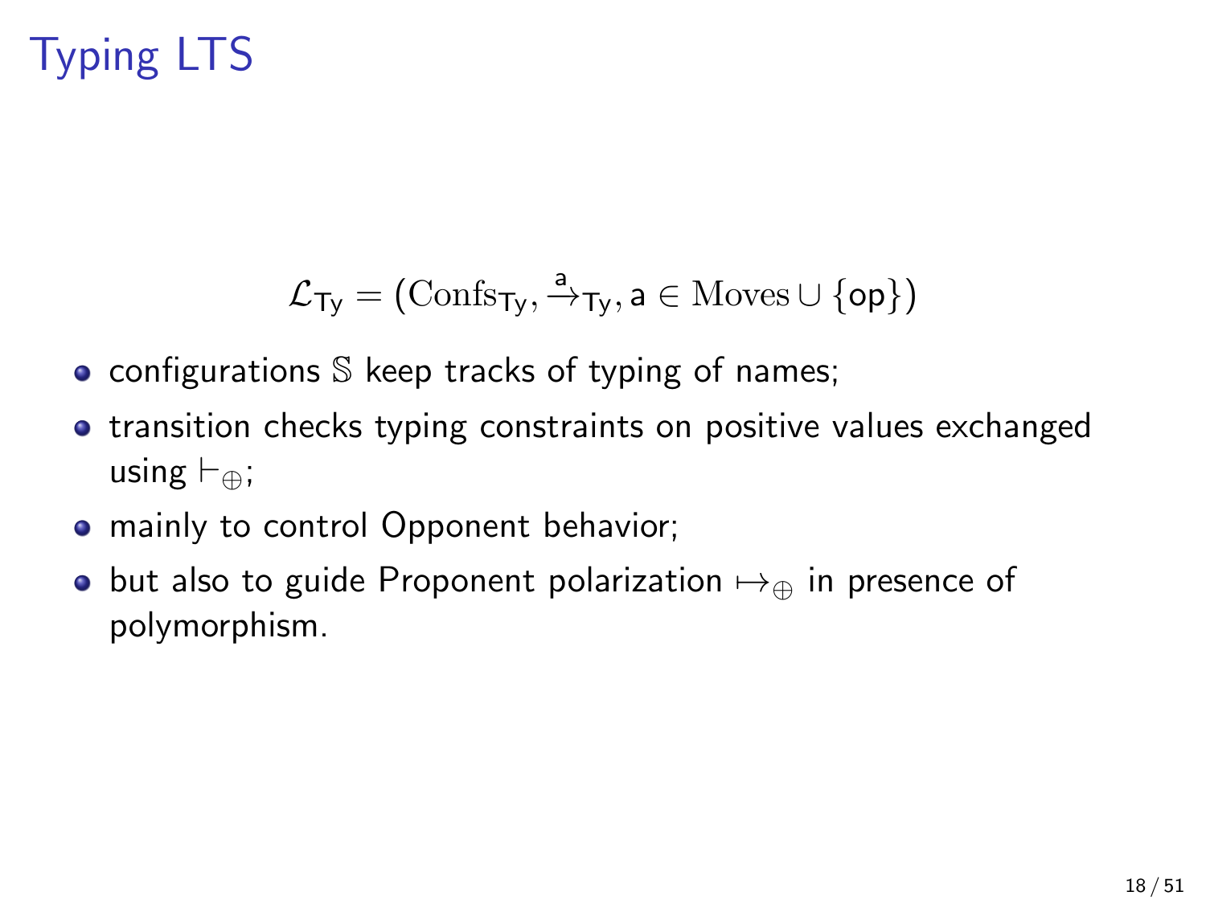# Typing LTS

$$\mathcal{L}_{\mathsf{Ty}} = (\mathrm{Confs}_{\mathsf{Ty}}, \xrightarrow{\mathsf{a}}_{\mathsf{Ty}}, \mathsf{a} \in \mathrm{Moves} \cup \{\mathsf{op}\})$$

- configurations $\mathbb{S}$ keep tracks of typing of names;
- transition checks typing constraints on positive values exchanged using $\vdash_{\oplus}$;
- mainly to control Opponent behavior;
- but also to guide Proponent polarization $\mapsto_{\oplus}$ in presence of polymorphism.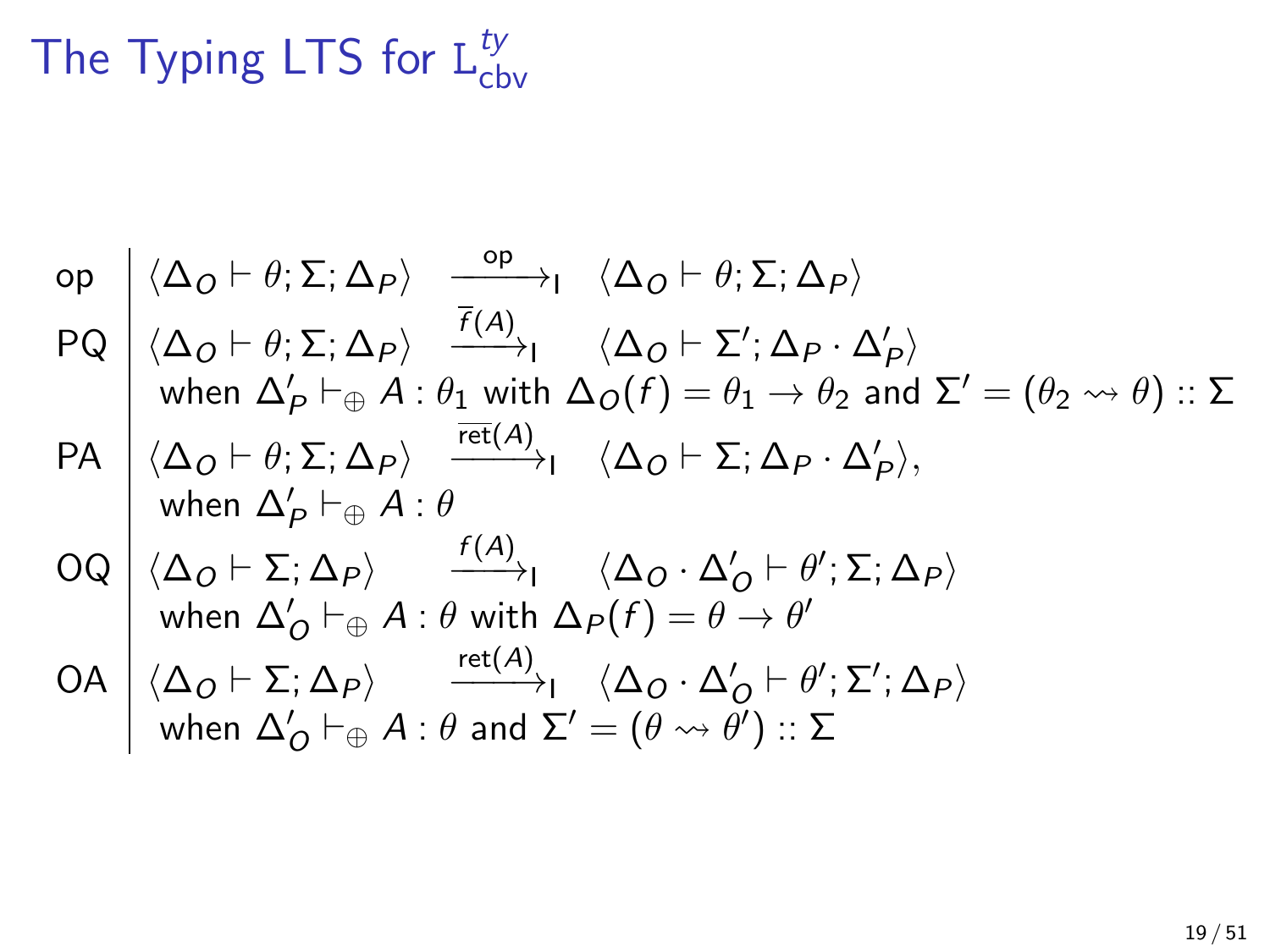# The Typing LTS for $\mathrm{L}^{ty}_{\mathsf{cbv}}$

$$
\begin{array}{l|l}
\text{op} & \langle \Delta_O \vdash \theta; \Sigma; \Delta_P \rangle \quad \xrightarrow{\mathsf{op}}_{\mathsf{I}} \quad \langle \Delta_O \vdash \theta; \Sigma; \Delta_P \rangle \\
\text{PQ} & \langle \Delta_O \vdash \theta; \Sigma; \Delta_P \rangle \quad \xrightarrow{\overline{f}(A)}_{\mathsf{I}} \quad \langle \Delta_O \vdash \Sigma'; \Delta_P \cdot \Delta'_P \rangle \\
& \text{when } \Delta'_P \vdash_{\oplus} A : \theta_1 \text{ with } \Delta_O(f) = \theta_1 \to \theta_2 \text{ and } \Sigma' = (\theta_2 \rightsquigarrow \theta) :: \Sigma \\
\text{PA} & \langle \Delta_O \vdash \theta; \Sigma; \Delta_P \rangle \quad \xrightarrow{\overline{\mathsf{ret}}(A)}_{\mathsf{I}} \quad \langle \Delta_O \vdash \Sigma; \Delta_P \cdot \Delta'_P \rangle, \\
& \text{when } \Delta'_P \vdash_{\oplus} A : \theta \\
\text{OQ} & \langle \Delta_O \vdash \Sigma; \Delta_P \rangle \quad \xrightarrow{f(A)}_{\mathsf{I}} \quad \langle \Delta_O \cdot \Delta'_O \vdash \theta'; \Sigma; \Delta_P \rangle \\
& \text{when } \Delta'_O \vdash_{\oplus} A : \theta \text{ with } \Delta_P(f) = \theta \to \theta' \\
\text{OA} & \langle \Delta_O \vdash \Sigma; \Delta_P \rangle \quad \xrightarrow{\mathsf{ret}(A)}_{\mathsf{I}} \quad \langle \Delta_O \cdot \Delta'_O \vdash \theta'; \Sigma'; \Delta_P \rangle \\
& \text{when } \Delta'_O \vdash_{\oplus} A : \theta \text{ and } \Sigma' = (\theta \rightsquigarrow \theta') :: \Sigma
\end{array}
$$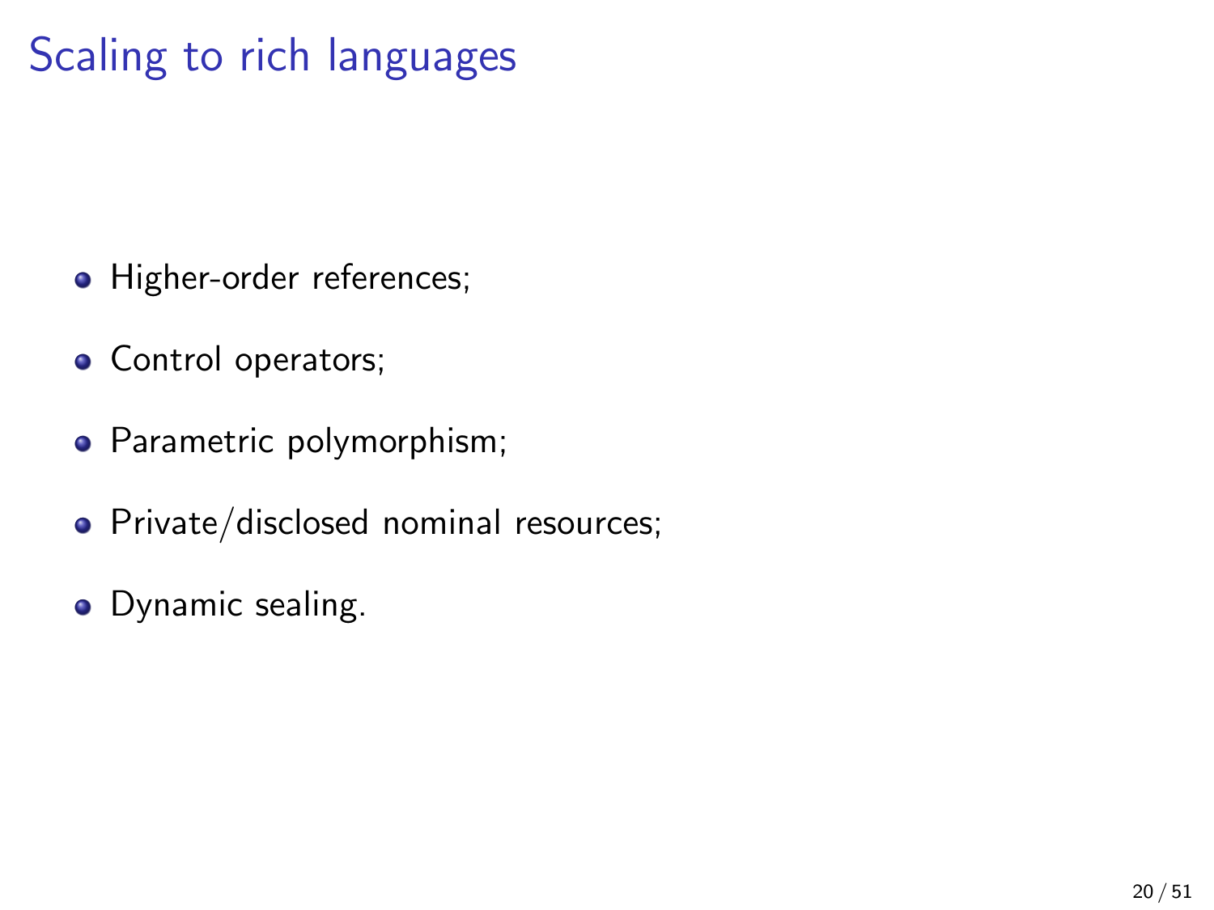# Scaling to rich languages

- Higher-order references;
- Control operators;
- Parametric polymorphism;
- Private/disclosed nominal resources;
- Dynamic sealing.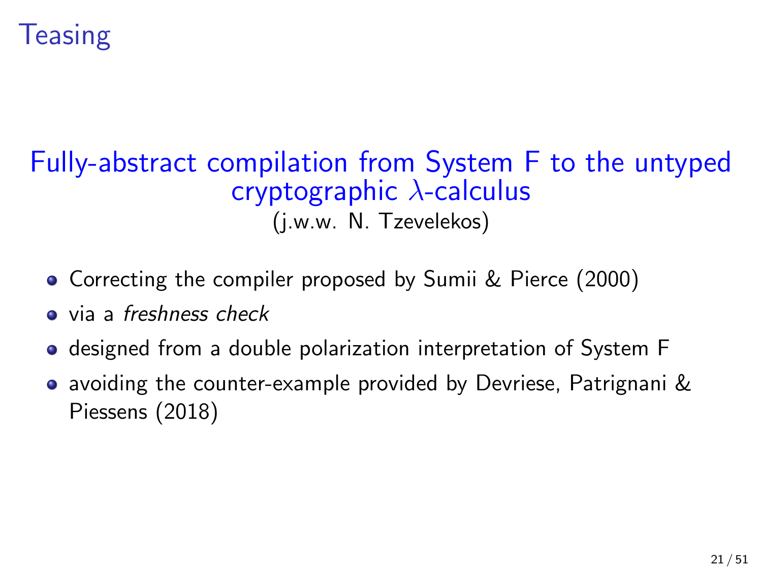# Teasing

## Fully-abstract compilation from System F to the untyped cryptographic $\lambda$-calculus

(j.w.w. N. Tzevelekos)

- Correcting the compiler proposed by Sumii & Pierce (2000)
- via a *freshness check*
- designed from a double polarization interpretation of System F
- avoiding the counter-example provided by Devriese, Patrignani & Piessens (2018)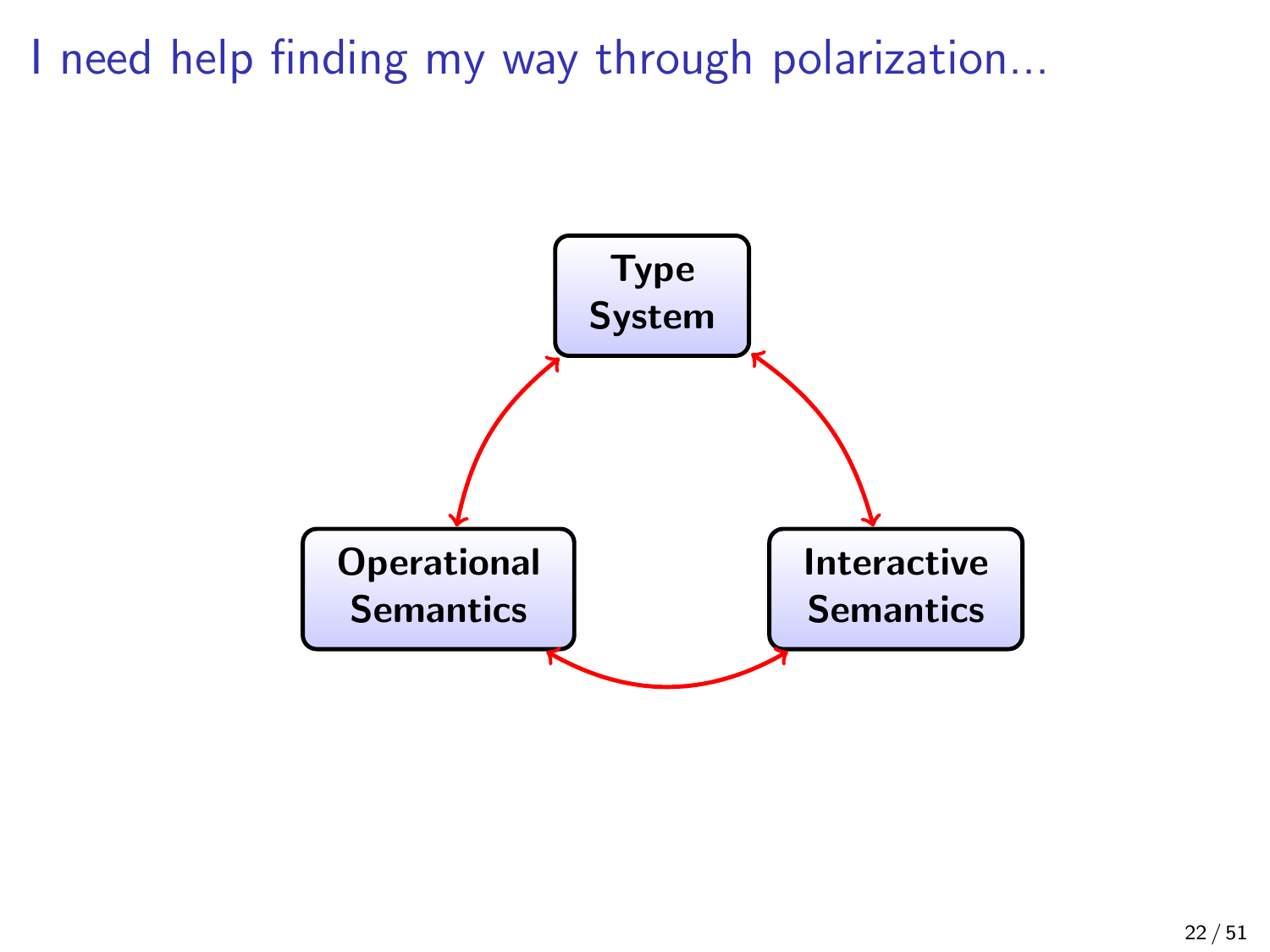# I need help finding my way through polarization...

**Type System**

**Operational Semantics**

**Interactive Semantics**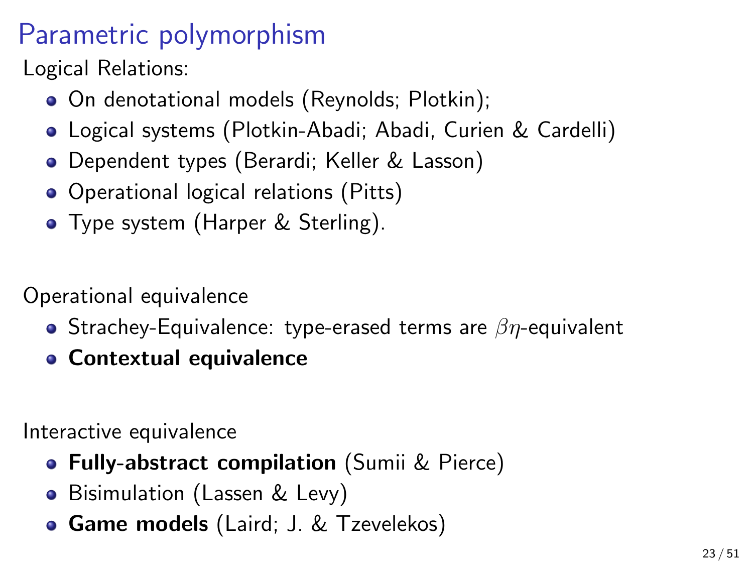# Parametric polymorphism

Logical Relations:

- On denotational models (Reynolds; Plotkin);
- Logical systems (Plotkin-Abadi; Abadi, Curien & Cardelli)
- Dependent types (Berardi; Keller & Lasson)
- Operational logical relations (Pitts)
- Type system (Harper & Sterling).

Operational equivalence

- Strachey-Equivalence: type-erased terms are $\beta\eta$-equivalent
- **Contextual equivalence**

Interactive equivalence

- **Fully-abstract compilation** (Sumii & Pierce)
- Bisimulation (Lassen & Levy)
- **Game models** (Laird; J. & Tzevelekos)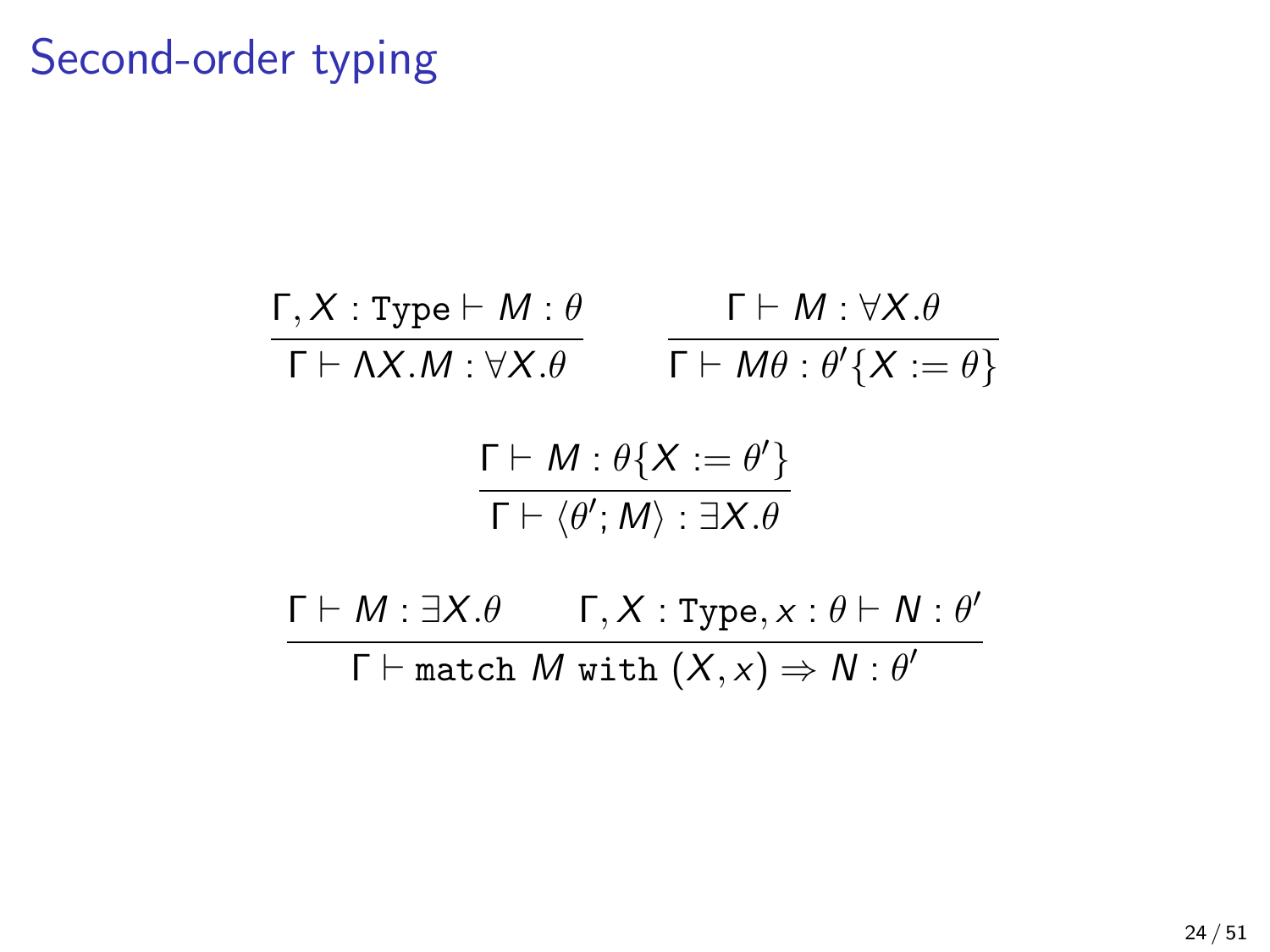# Second-order typing

$$\frac{\Gamma, X : \texttt{Type} \vdash M : \theta}{\Gamma \vdash \Lambda X.M : \forall X.\theta} \qquad \frac{\Gamma \vdash M : \forall X.\theta}{\Gamma \vdash M\theta : \theta'\{X := \theta\}}$$

$$\frac{\Gamma \vdash M : \theta\{X := \theta'\}}{\Gamma \vdash \langle \theta'; M \rangle : \exists X.\theta}$$

$$\frac{\Gamma \vdash M : \exists X.\theta \qquad \Gamma, X : \texttt{Type}, x : \theta \vdash N : \theta'}{\Gamma \vdash \texttt{match } M \texttt{ with } (X, x) \Rightarrow N : \theta'}$$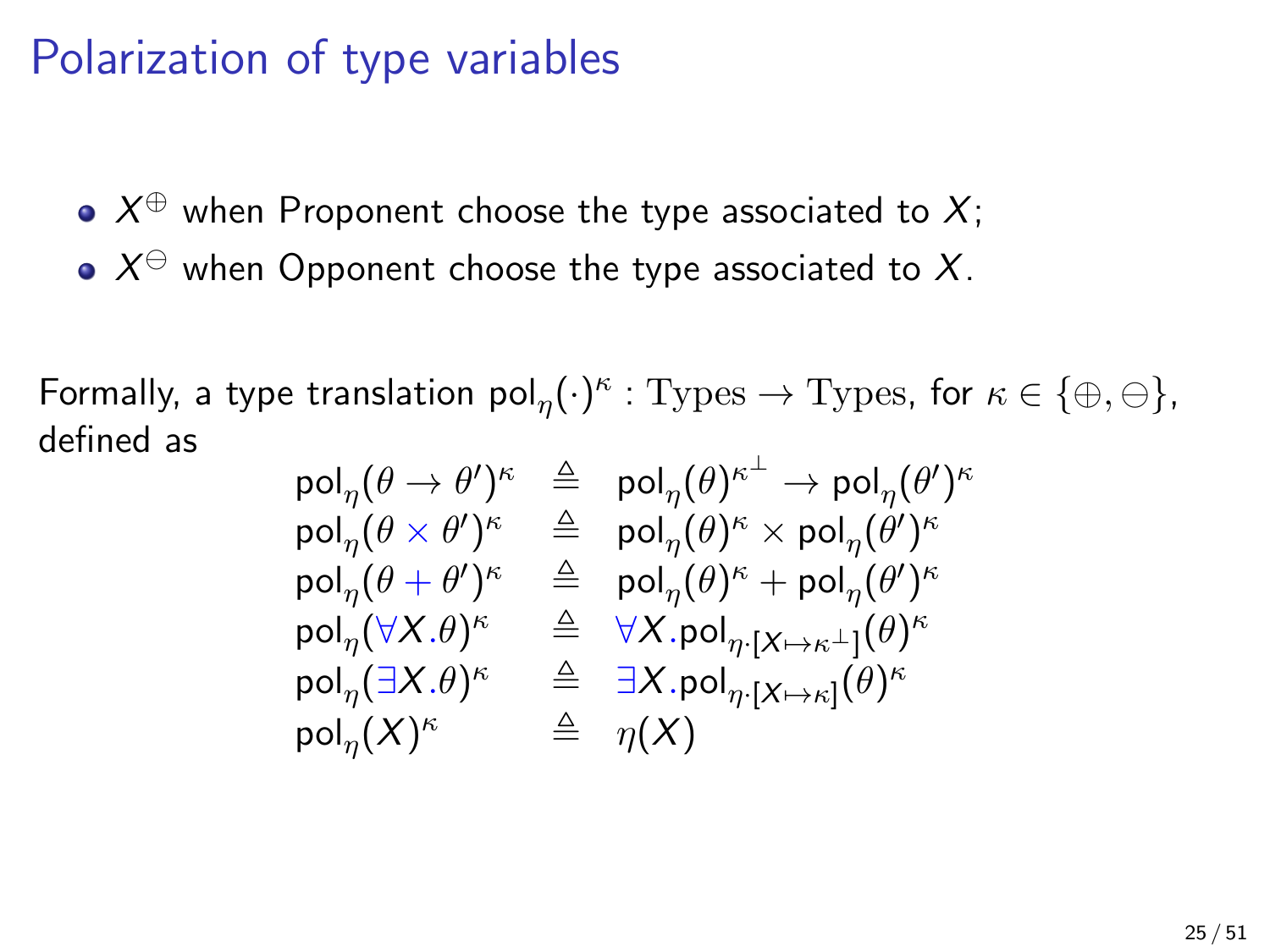# Polarization of type variables

- $X^{\oplus}$ when Proponent choose the type associated to $X$;
- $X^{\ominus}$ when Opponent choose the type associated to $X$.

Formally, a type translation $\mathsf{pol}_\eta(\cdot)^\kappa : \mathrm{Types} \to \mathrm{Types}$, for $\kappa \in \{\oplus, \ominus\}$, defined as

$$
\begin{array}{lcl}
\mathsf{pol}_\eta(\theta \to \theta')^\kappa & \triangleq & \mathsf{pol}_\eta(\theta)^{\kappa^\perp} \to \mathsf{pol}_\eta(\theta')^\kappa \\
\mathsf{pol}_\eta(\theta \times \theta')^\kappa & \triangleq & \mathsf{pol}_\eta(\theta)^\kappa \times \mathsf{pol}_\eta(\theta')^\kappa \\
\mathsf{pol}_\eta(\theta + \theta')^\kappa & \triangleq & \mathsf{pol}_\eta(\theta)^\kappa + \mathsf{pol}_\eta(\theta')^\kappa \\
\mathsf{pol}_\eta(\forall X.\theta)^\kappa & \triangleq & \forall X.\mathsf{pol}_{\eta\cdot[X \mapsto \kappa^\perp]}(\theta)^\kappa \\
\mathsf{pol}_\eta(\exists X.\theta)^\kappa & \triangleq & \exists X.\mathsf{pol}_{\eta\cdot[X \mapsto \kappa]}(\theta)^\kappa \\
\mathsf{pol}_\eta(X)^\kappa & \triangleq & \eta(X)
\end{array}
$$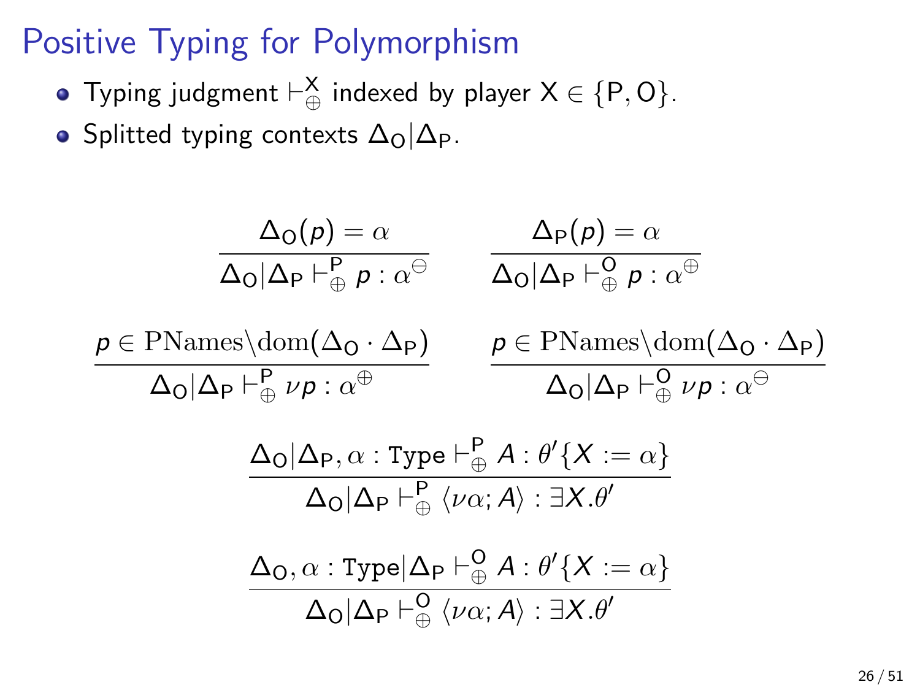# Positive Typing for Polymorphism

- Typing judgment $\vdash^{\mathsf{X}}_{\oplus}$ indexed by player $\mathsf{X} \in \{\mathsf{P}, \mathsf{O}\}$.
- Splitted typing contexts $\Delta_{\mathsf{O}} | \Delta_{\mathsf{P}}$.

$$
\frac{\Delta_{\mathsf{O}}(p) = \alpha}{\Delta_{\mathsf{O}} | \Delta_{\mathsf{P}} \vdash^{\mathsf{P}}_{\oplus} p : \alpha^{\ominus}}
\qquad
\frac{\Delta_{\mathsf{P}}(p) = \alpha}{\Delta_{\mathsf{O}} | \Delta_{\mathsf{P}} \vdash^{\mathsf{O}}_{\oplus} p : \alpha^{\oplus}}
$$

$$
\frac{p \in \mathrm{PNames} \backslash \mathrm{dom}(\Delta_{\mathsf{O}} \cdot \Delta_{\mathsf{P}})}{\Delta_{\mathsf{O}} | \Delta_{\mathsf{P}} \vdash^{\mathsf{P}}_{\oplus} \nu p : \alpha^{\oplus}}
\qquad
\frac{p \in \mathrm{PNames} \backslash \mathrm{dom}(\Delta_{\mathsf{O}} \cdot \Delta_{\mathsf{P}})}{\Delta_{\mathsf{O}} | \Delta_{\mathsf{P}} \vdash^{\mathsf{O}}_{\oplus} \nu p : \alpha^{\ominus}}
$$

$$
\frac{\Delta_{\mathsf{O}} | \Delta_{\mathsf{P}}, \alpha : \mathtt{Type} \vdash^{\mathsf{P}}_{\oplus} A : \theta'\{X := \alpha\}}{\Delta_{\mathsf{O}} | \Delta_{\mathsf{P}} \vdash^{\mathsf{P}}_{\oplus} \langle \nu\alpha ; A \rangle : \exists X . \theta'}
$$

$$
\frac{\Delta_{\mathsf{O}}, \alpha : \mathtt{Type} | \Delta_{\mathsf{P}} \vdash^{\mathsf{O}}_{\oplus} A : \theta'\{X := \alpha\}}{\Delta_{\mathsf{O}} | \Delta_{\mathsf{P}} \vdash^{\mathsf{O}}_{\oplus} \langle \nu\alpha ; A \rangle : \exists X . \theta'}
$$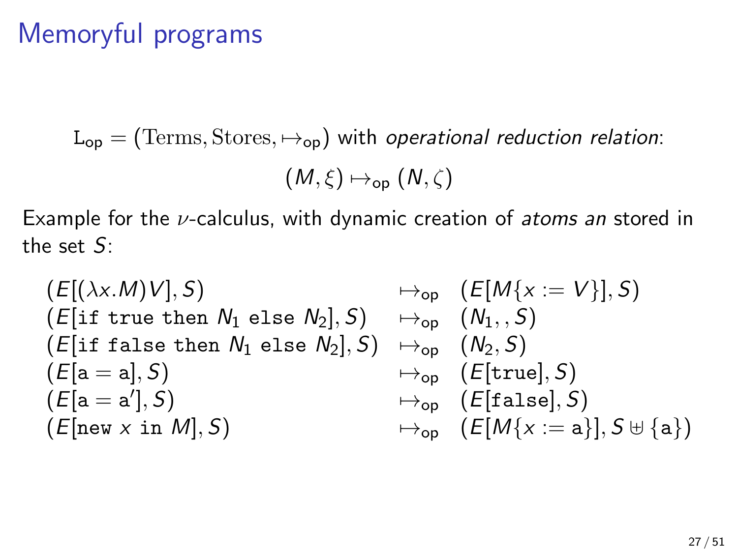# Memoryful programs

$$\mathtt{L}_{\mathsf{op}} = (\mathrm{Terms}, \mathrm{Stores}, \mapsto_{\mathsf{op}}) \text{ with } \textit{operational reduction relation}:$$

$$(M, \xi) \mapsto_{\mathsf{op}} (N, \zeta)$$

Example for the $\nu$-calculus, with dynamic creation of *atoms an* stored in the set $S$:

$$
\begin{array}{lll}
(E[(\lambda x.M)V], S) & \mapsto_{\mathsf{op}} & (E[M\{x := V\}], S) \\
(E[\texttt{if true then } N_1 \texttt{ else } N_2], S) & \mapsto_{\mathsf{op}} & (N_1, , S) \\
(E[\texttt{if false then } N_1 \texttt{ else } N_2], S) & \mapsto_{\mathsf{op}} & (N_2, S) \\
(E[\mathtt{a} = \mathtt{a}], S) & \mapsto_{\mathsf{op}} & (E[\texttt{true}], S) \\
(E[\mathtt{a} = \mathtt{a}'], S) & \mapsto_{\mathsf{op}} & (E[\texttt{false}], S) \\
(E[\texttt{new } x \texttt{ in } M], S) & \mapsto_{\mathsf{op}} & (E[M\{x := \mathtt{a}\}], S \uplus \{\mathtt{a}\})
\end{array}
$$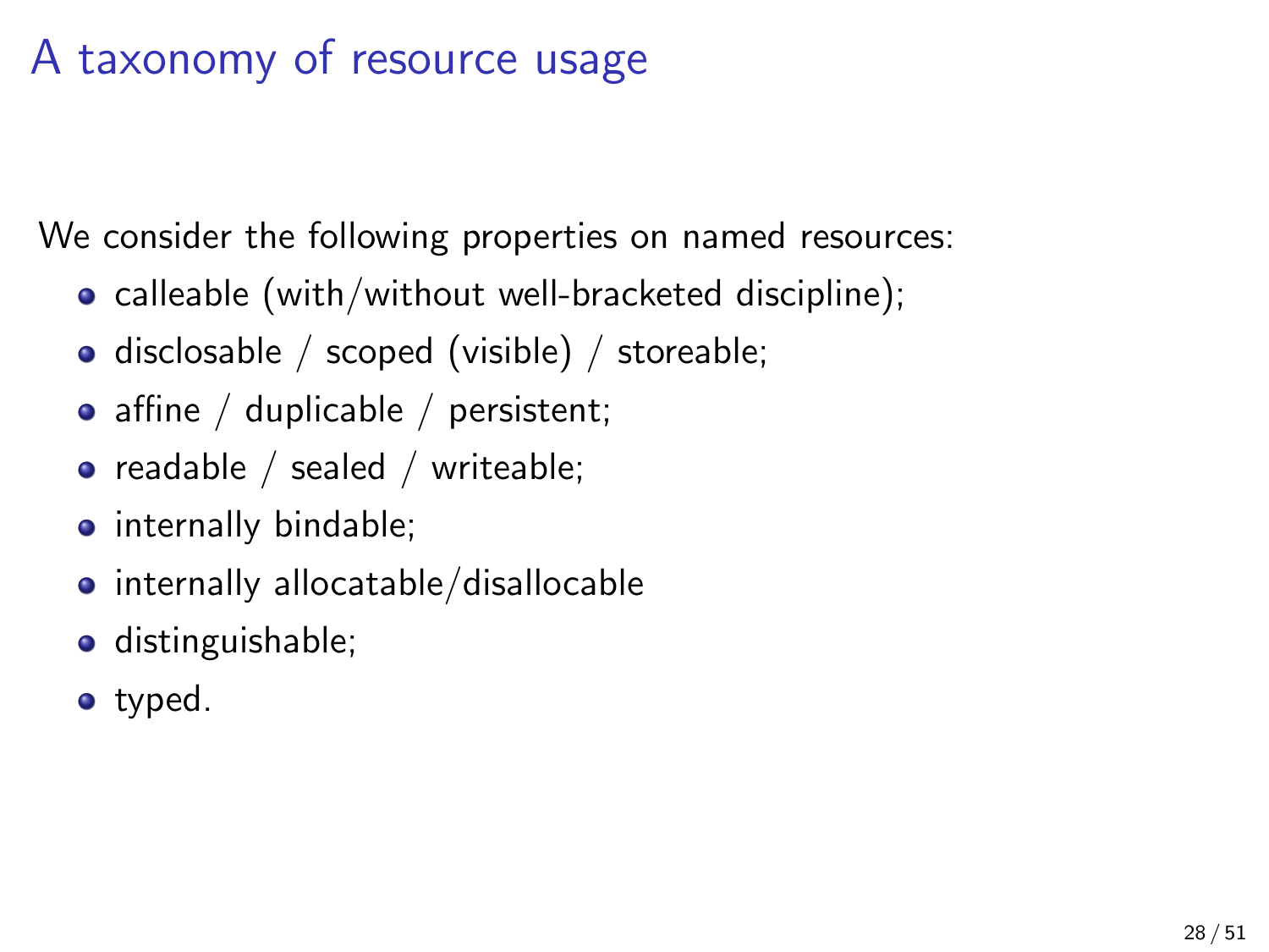# A taxonomy of resource usage

We consider the following properties on named resources:

- calleable (with/without well-bracketed discipline);
- disclosable / scoped (visible) / storeable;
- affine / duplicable / persistent;
- readable / sealed / writeable;
- internally bindable;
- internally allocatable/disallocable
- distinguishable;
- typed.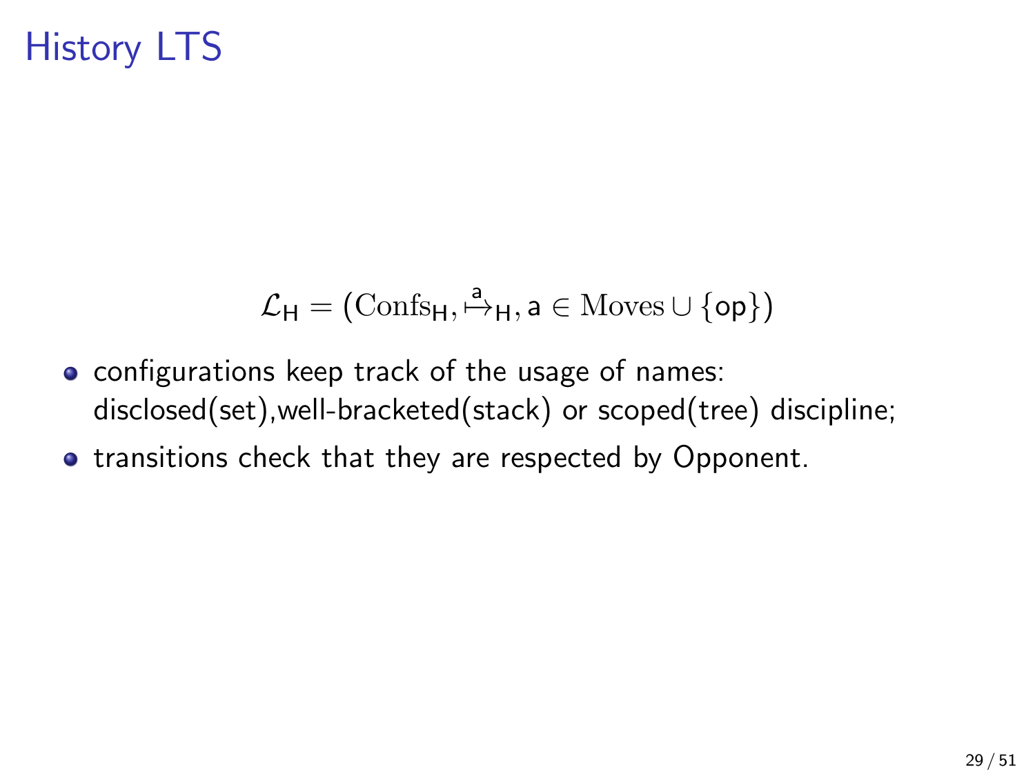# History LTS

$$\mathcal{L}_{\mathsf{H}} = (\mathrm{Confs}_{\mathsf{H}}, \overset{\mathsf{a}}{\mapsto}_{\mathsf{H}}, \mathsf{a} \in \mathrm{Moves} \cup \{\mathsf{op}\})$$

- configurations keep track of the usage of names: disclosed(set),well-bracketed(stack) or scoped(tree) discipline;
- transitions check that they are respected by Opponent.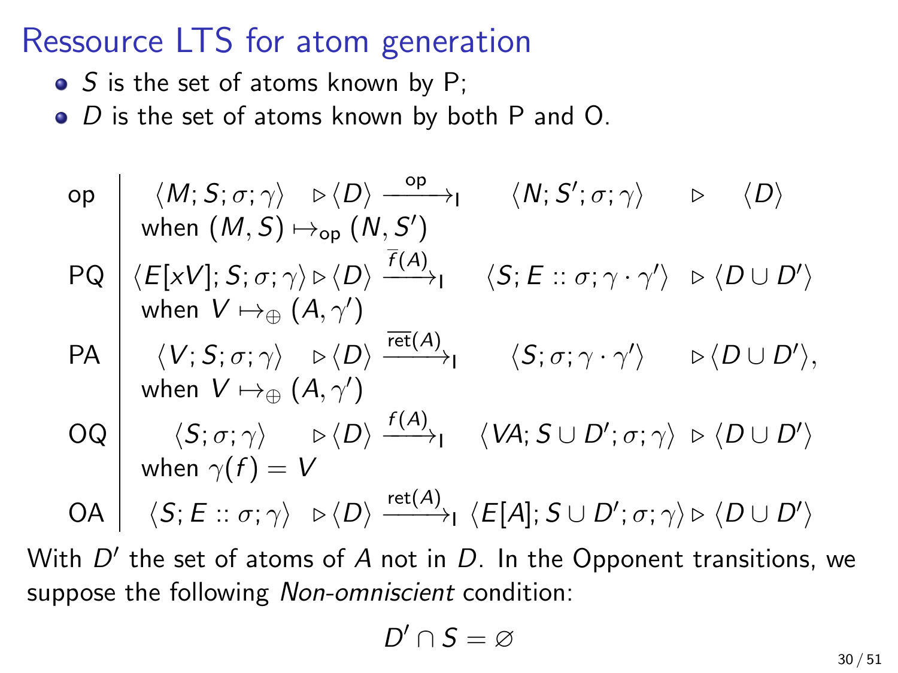# Ressource LTS for atom generation

- $S$ is the set of atoms known by P;
- $D$ is the set of atoms known by both P and O.

$$
\begin{array}{l|lcll}
\text{op} & \langle M; S; \sigma; \gamma \rangle \; \triangleright \langle D \rangle & \xrightarrow{\text{op}}_{\mathsf{I}} & \langle N; S'; \sigma; \gamma \rangle & \triangleright \; \langle D \rangle \\
 & \text{when } (M, S) \mapsto_{\text{op}} (N, S') & & & \\
\text{PQ} & \langle E[xV]; S; \sigma; \gamma \rangle \triangleright \langle D \rangle & \xrightarrow{\overline{f}(A)}_{\mathsf{I}} & \langle S; E :: \sigma; \gamma \cdot \gamma' \rangle & \triangleright \langle D \cup D' \rangle \\
 & \text{when } V \mapsto_{\oplus} (A, \gamma') & & & \\
\text{PA} & \langle V; S; \sigma; \gamma \rangle \; \triangleright \langle D \rangle & \xrightarrow{\overline{\text{ret}}(A)}_{\mathsf{I}} & \langle S; \sigma; \gamma \cdot \gamma' \rangle & \triangleright \langle D \cup D' \rangle, \\
 & \text{when } V \mapsto_{\oplus} (A, \gamma') & & & \\
\text{OQ} & \langle S; \sigma; \gamma \rangle \; \triangleright \langle D \rangle & \xrightarrow{f(A)}_{\mathsf{I}} & \langle VA; S \cup D'; \sigma; \gamma \rangle & \triangleright \langle D \cup D' \rangle \\
 & \text{when } \gamma(f) = V & & & \\
\text{OA} & \langle S; E :: \sigma; \gamma \rangle \; \triangleright \langle D \rangle & \xrightarrow{\text{ret}(A)}_{\mathsf{I}} & \langle E[A]; S \cup D'; \sigma; \gamma \rangle & \triangleright \langle D \cup D' \rangle
\end{array}
$$

With $D'$ the set of atoms of $A$ not in $D$. In the Opponent transitions, we suppose the following *Non-omniscient* condition:

$$D' \cap S = \varnothing$$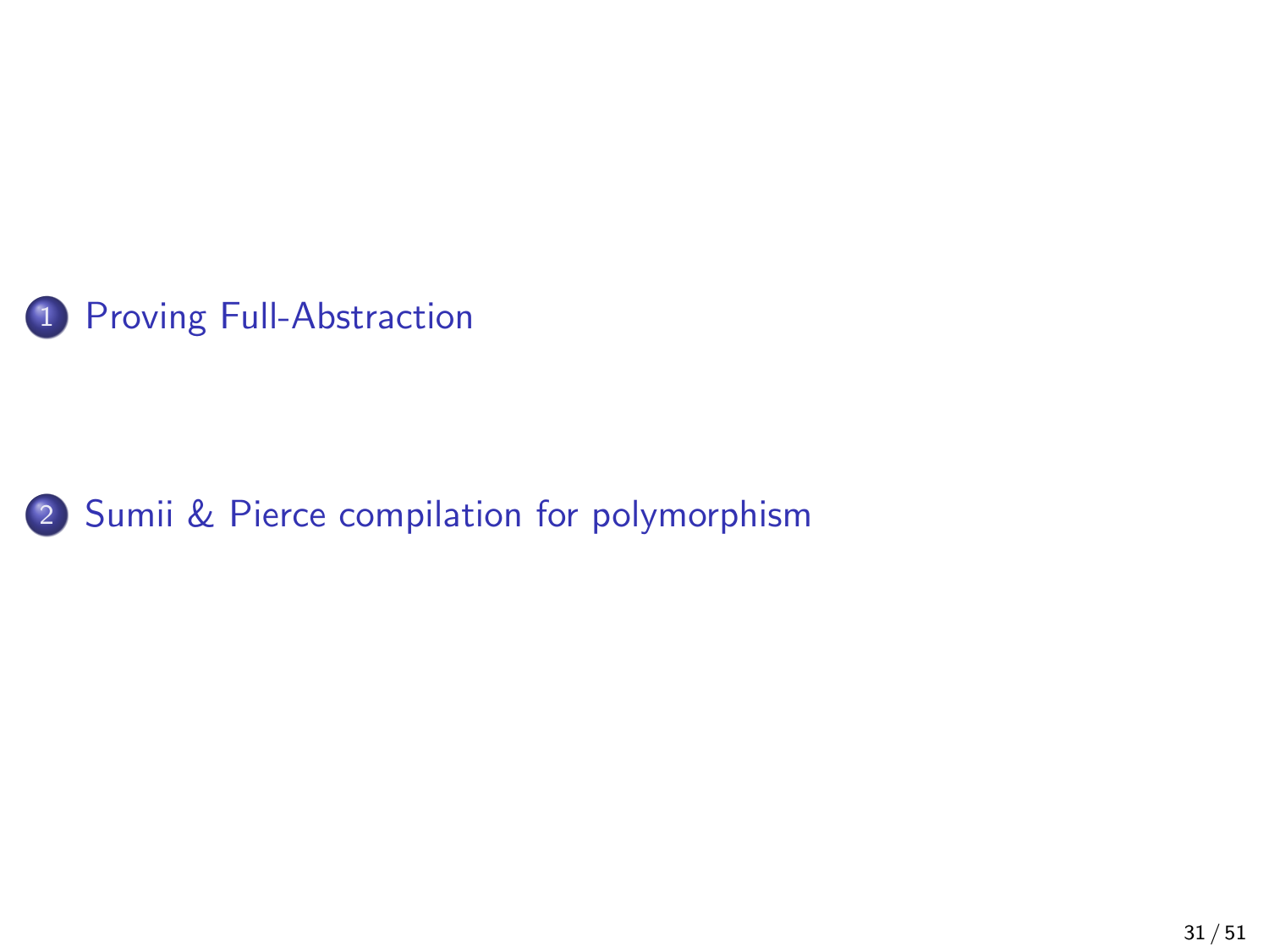1. Proving Full-Abstraction

2. Sumii & Pierce compilation for polymorphism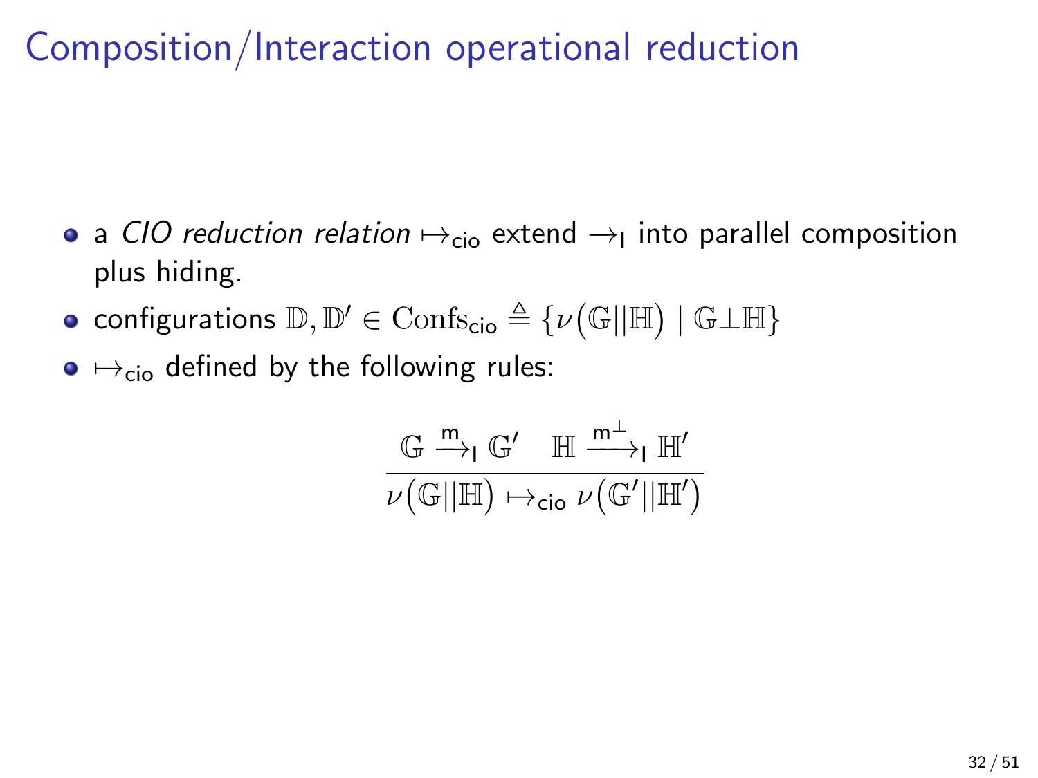# Composition/Interaction operational reduction

- a *CIO reduction relation* $\mapsto_{\mathsf{cio}}$ extend $\rightarrow_{\mathsf{I}}$ into parallel composition plus hiding.
- configurations $\mathbb{D}, \mathbb{D}' \in \mathrm{Confs}_{\mathsf{cio}} \triangleq \{\nu\big(\mathbb{G}||\mathbb{H}\big) \mid \mathbb{G}\bot\mathbb{H}\}$
- $\mapsto_{\mathsf{cio}}$ defined by the following rules:

$$\frac{\mathbb{G} \xrightarrow{\mathsf{m}}_{\mathsf{I}} \mathbb{G}' \quad \mathbb{H} \xrightarrow{\mathsf{m}^{\bot}}_{\mathsf{I}} \mathbb{H}'}{\nu\big(\mathbb{G}||\mathbb{H}\big) \mapsto_{\mathsf{cio}} \nu\big(\mathbb{G}'||\mathbb{H}'\big)}$$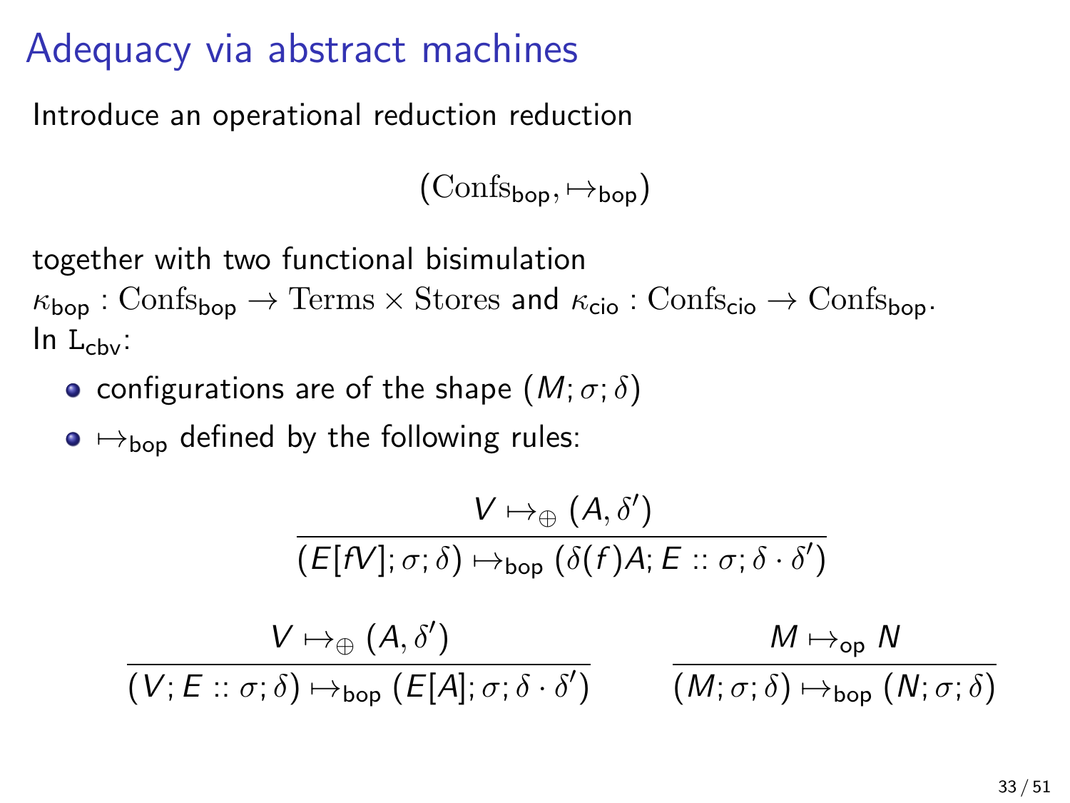# Adequacy via abstract machines

Introduce an operational reduction reduction

$$(\mathrm{Confs}_{\mathsf{bop}}, \mapsto_{\mathsf{bop}})$$

together with two functional bisimulation
$\kappa_{\mathsf{bop}} : \mathrm{Confs}_{\mathsf{bop}} \to \mathrm{Terms} \times \mathrm{Stores}$ and $\kappa_{\mathsf{cio}} : \mathrm{Confs}_{\mathsf{cio}} \to \mathrm{Confs}_{\mathsf{bop}}$.
In $\mathrm{L}_{\mathsf{cbv}}$:

- configurations are of the shape $(M; \sigma; \delta)$
- $\mapsto_{\mathsf{bop}}$ defined by the following rules:

$$\frac{V \mapsto_{\oplus} (A, \delta')}{(E[fV]; \sigma; \delta) \mapsto_{\mathsf{bop}} (\delta(f)A; E :: \sigma; \delta \cdot \delta')}$$

$$\frac{V \mapsto_{\oplus} (A, \delta')}{(V; E :: \sigma; \delta) \mapsto_{\mathsf{bop}} (E[A]; \sigma; \delta \cdot \delta')} \qquad \frac{M \mapsto_{\mathsf{op}} N}{(M; \sigma; \delta) \mapsto_{\mathsf{bop}} (N; \sigma; \delta)}$$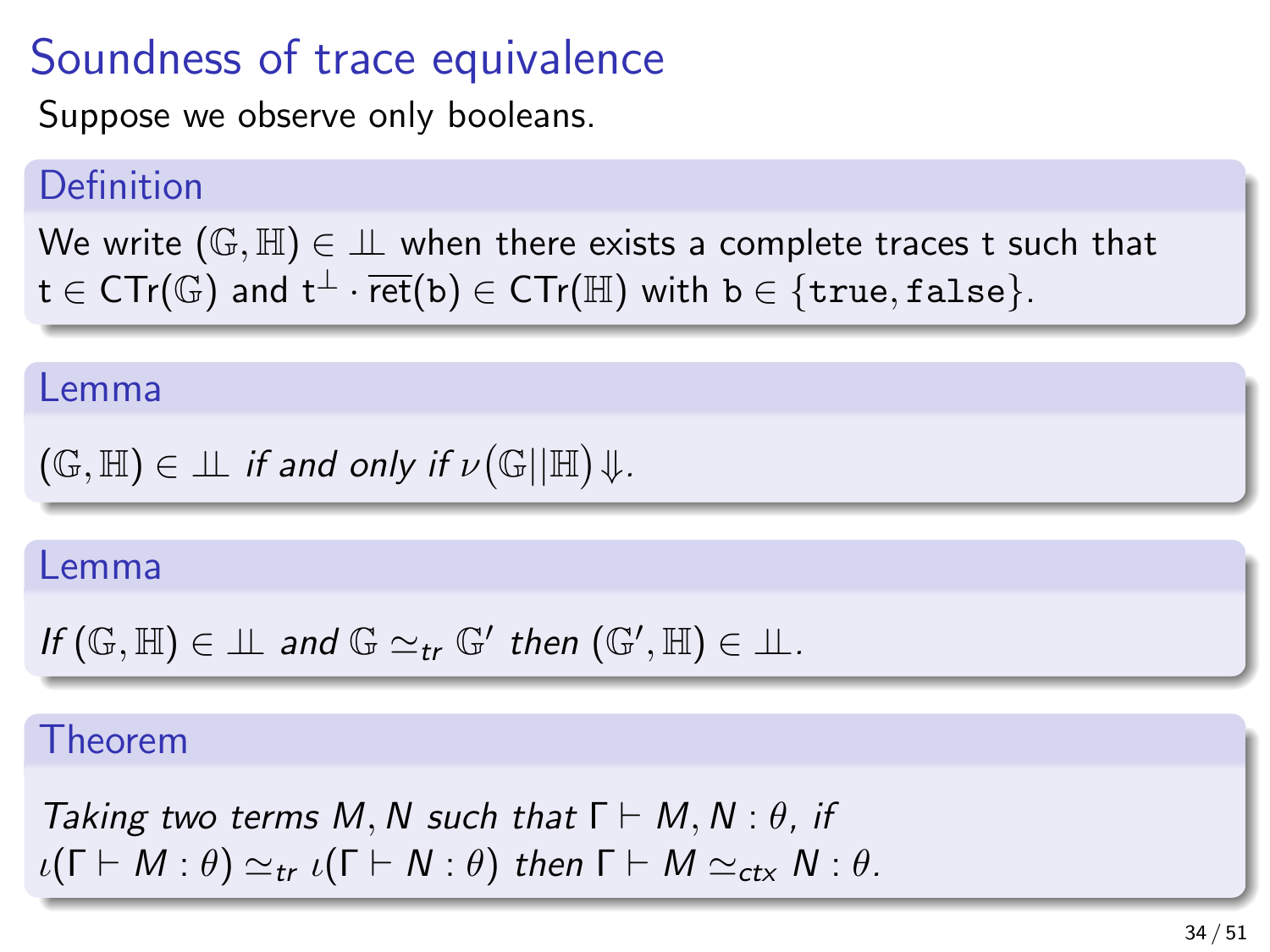# Soundness of trace equivalence

Suppose we observe only booleans.

### Definition

We write $(\mathbb{G}, \mathbb{H}) \in \perp\!\!\!\perp$ when there exists a complete traces $\mathtt{t}$ such that $\mathtt{t} \in \mathsf{CTr}(\mathbb{G})$ and $\mathtt{t}^{\perp} \cdot \overline{\mathsf{ret}}(\mathtt{b}) \in \mathsf{CTr}(\mathbb{H})$ with $\mathtt{b} \in \{\mathtt{true}, \mathtt{false}\}$.

### Lemma

$(\mathbb{G}, \mathbb{H}) \in \perp\!\!\!\perp$ *if and only if* $\nu\big(\mathbb{G} || \mathbb{H}\big) \Downarrow$.

### Lemma

*If* $(\mathbb{G}, \mathbb{H}) \in \perp\!\!\!\perp$ *and* $\mathbb{G} \simeq_{tr} \mathbb{G}'$ *then* $(\mathbb{G}', \mathbb{H}) \in \perp\!\!\!\perp$.

### Theorem

*Taking two terms* $M, N$ *such that* $\Gamma \vdash M, N : \theta$, *if* $\iota(\Gamma \vdash M : \theta) \simeq_{tr} \iota(\Gamma \vdash N : \theta)$ *then* $\Gamma \vdash M \simeq_{ctx} N : \theta$.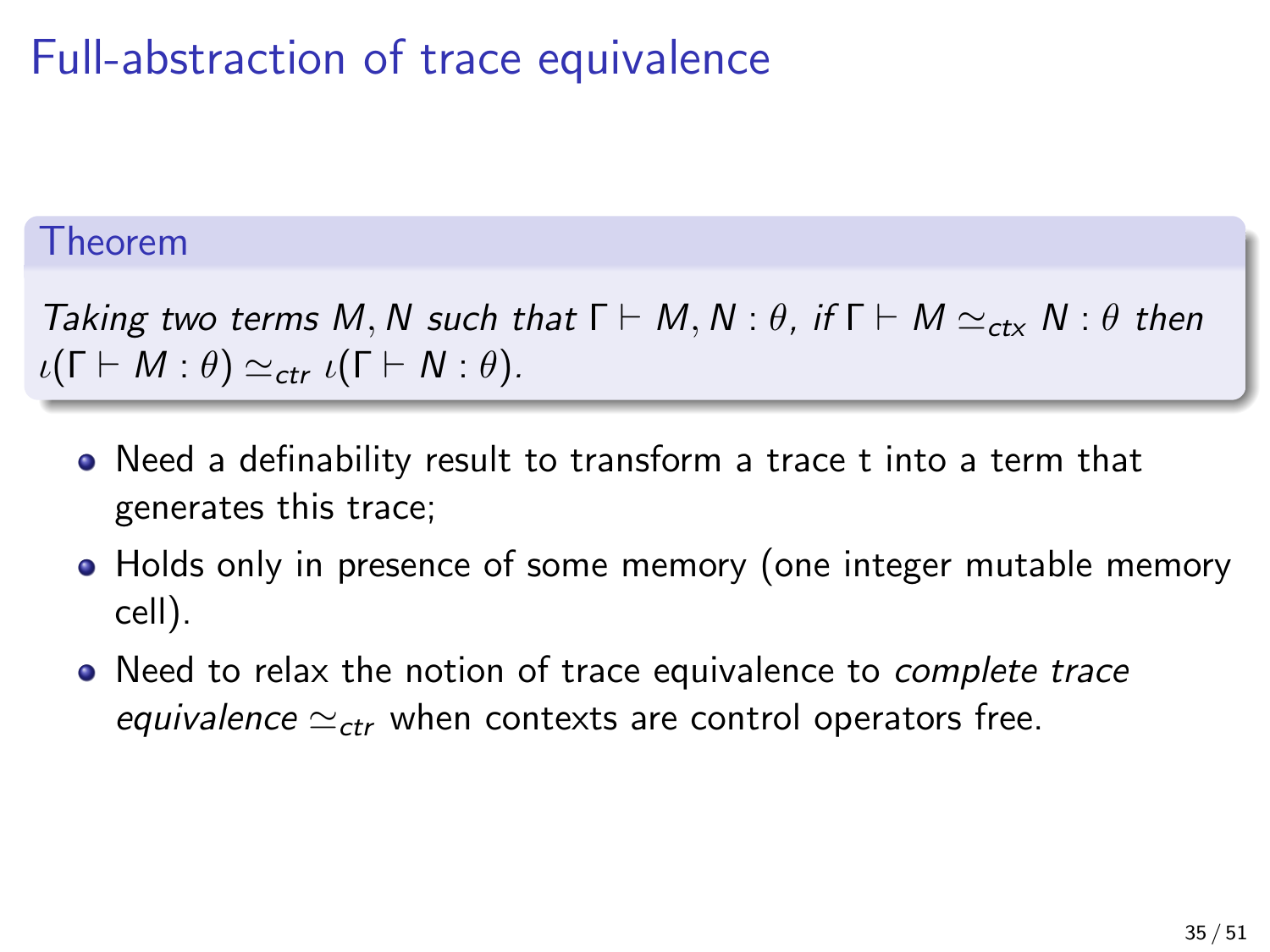# Full-abstraction of trace equivalence

**Theorem**

*Taking two terms $M, N$ such that $\Gamma \vdash M, N : \theta$, if $\Gamma \vdash M \simeq_{ctx} N : \theta$ then $\iota(\Gamma \vdash M : \theta) \simeq_{ctr} \iota(\Gamma \vdash N : \theta)$.*

- Need a definability result to transform a trace t into a term that generates this trace;
- Holds only in presence of some memory (one integer mutable memory cell).
- Need to relax the notion of trace equivalence to *complete trace equivalence* $\simeq_{ctr}$ when contexts are control operators free.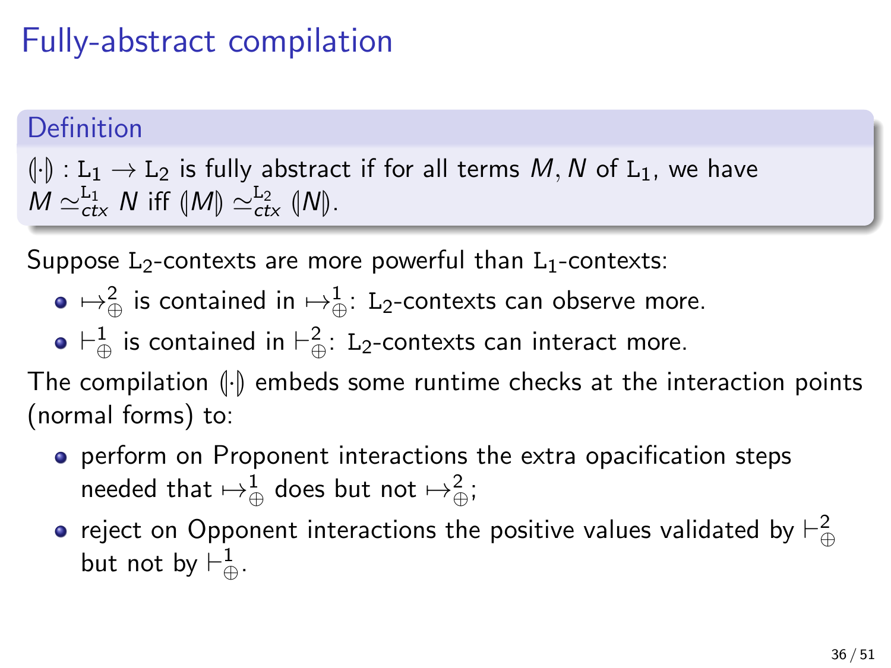# Fully-abstract compilation

**Definition**

$(\!|\cdot|\!) : \mathtt{L}_1 \to \mathtt{L}_2$ is fully abstract if for all terms $M, N$ of $\mathtt{L}_1$, we have $M \simeq_{ctx}^{\mathtt{L}_1} N$ iff $(\!|M|\!) \simeq_{ctx}^{\mathtt{L}_2} (\!|N|\!)$.

Suppose $\mathtt{L}_2$-contexts are more powerful than $\mathtt{L}_1$-contexts:

- $\mapsto_{\oplus}^{2}$ is contained in $\mapsto_{\oplus}^{1}$: $\mathtt{L}_2$-contexts can observe more.
- $\vdash_{\oplus}^{1}$ is contained in $\vdash_{\oplus}^{2}$: $\mathtt{L}_2$-contexts can interact more.

The compilation $(\!|\cdot|\!)$ embeds some runtime checks at the interaction points (normal forms) to:

- perform on Proponent interactions the extra opacification steps needed that $\mapsto_{\oplus}^{1}$ does but not $\mapsto_{\oplus}^{2}$;
- reject on Opponent interactions the positive values validated by $\vdash_{\oplus}^{2}$ but not by $\vdash_{\oplus}^{1}$.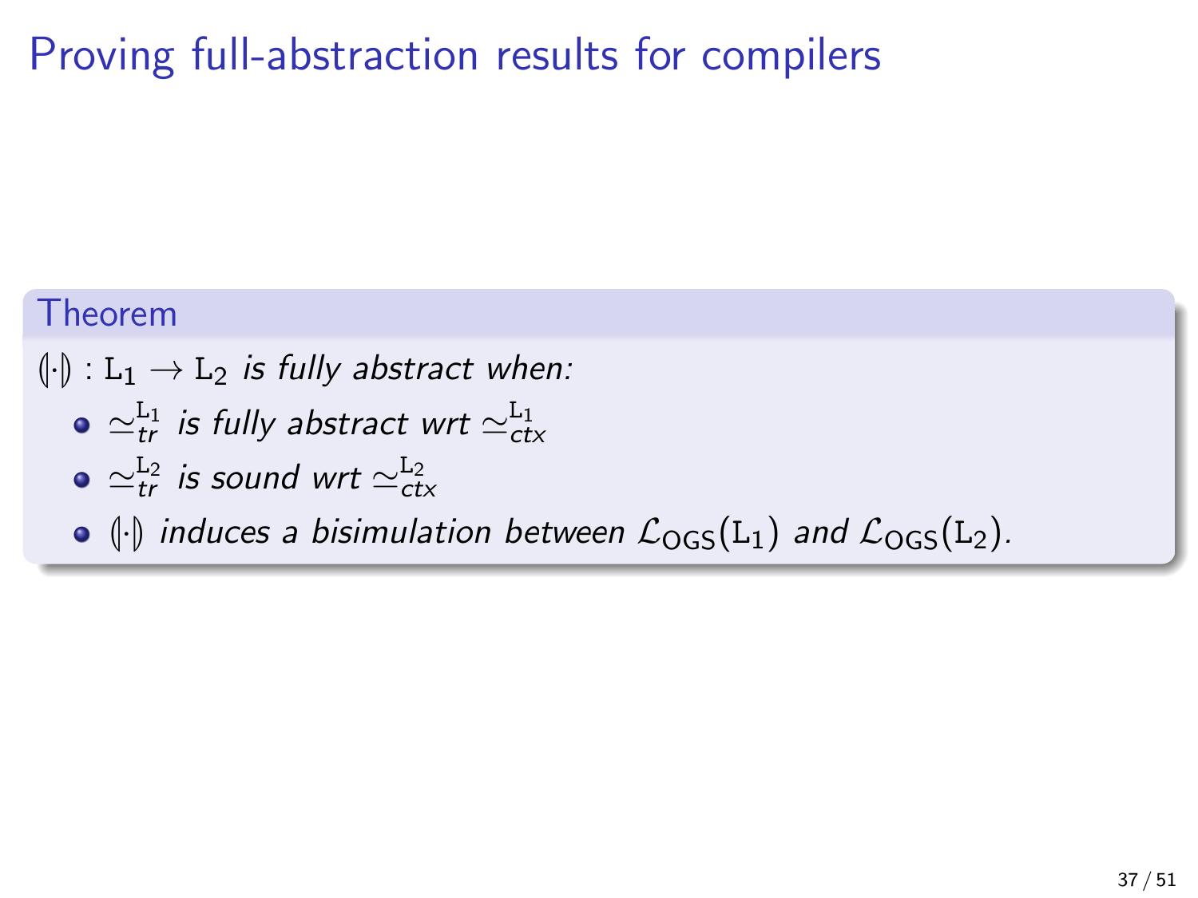# Proving full-abstraction results for compilers

**Theorem**

$(\!|\cdot|\!) : \mathtt{L}_1 \to \mathtt{L}_2$ *is fully abstract when:*

- $\simeq_{tr}^{\mathtt{L}_1}$ *is fully abstract wrt* $\simeq_{ctx}^{\mathtt{L}_1}$
- $\simeq_{tr}^{\mathtt{L}_2}$ *is sound wrt* $\simeq_{ctx}^{\mathtt{L}_2}$
- $(\!|\cdot|\!)$ *induces a bisimulation between* $\mathcal{L}_{\mathsf{OGS}}(\mathtt{L}_1)$ *and* $\mathcal{L}_{\mathsf{OGS}}(\mathtt{L}_2)$.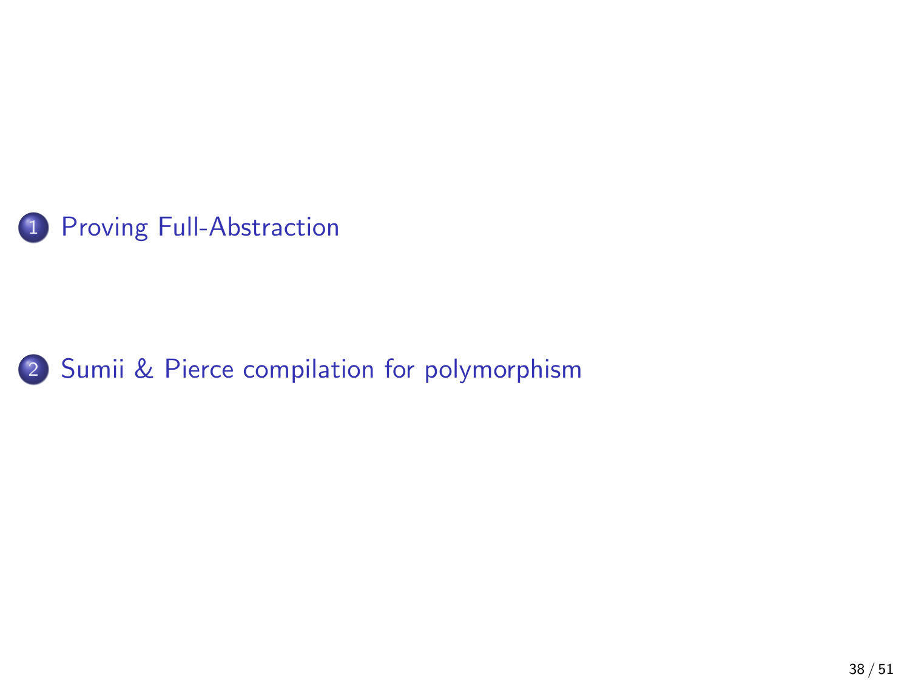1. Proving Full-Abstraction

2. Sumii & Pierce compilation for polymorphism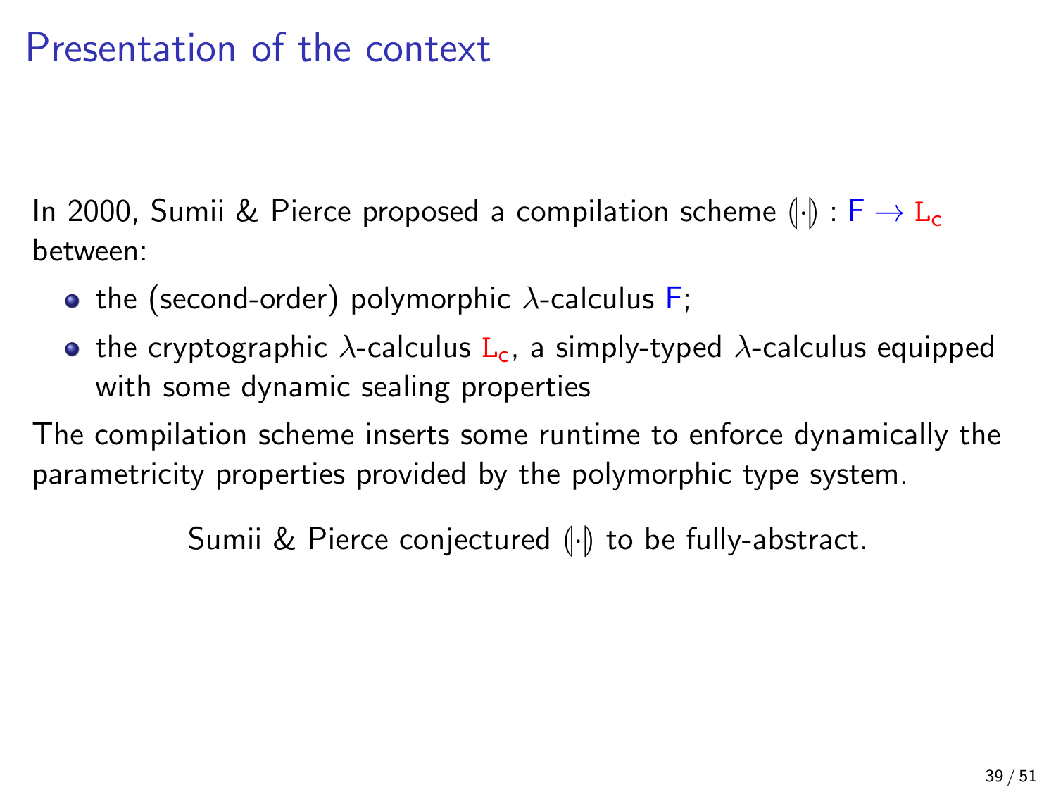# Presentation of the context

In 2000, Sumii & Pierce proposed a compilation scheme $(\!|\cdot|\!) : \mathsf{F} \to \mathtt{L_c}$ between:

- the (second-order) polymorphic $\lambda$-calculus $\mathsf{F}$;
- the cryptographic $\lambda$-calculus $\mathtt{L_c}$, a simply-typed $\lambda$-calculus equipped with some dynamic sealing properties

The compilation scheme inserts some runtime to enforce dynamically the parametricity properties provided by the polymorphic type system.

Sumii & Pierce conjectured $(\!|\cdot|\!)$ to be fully-abstract.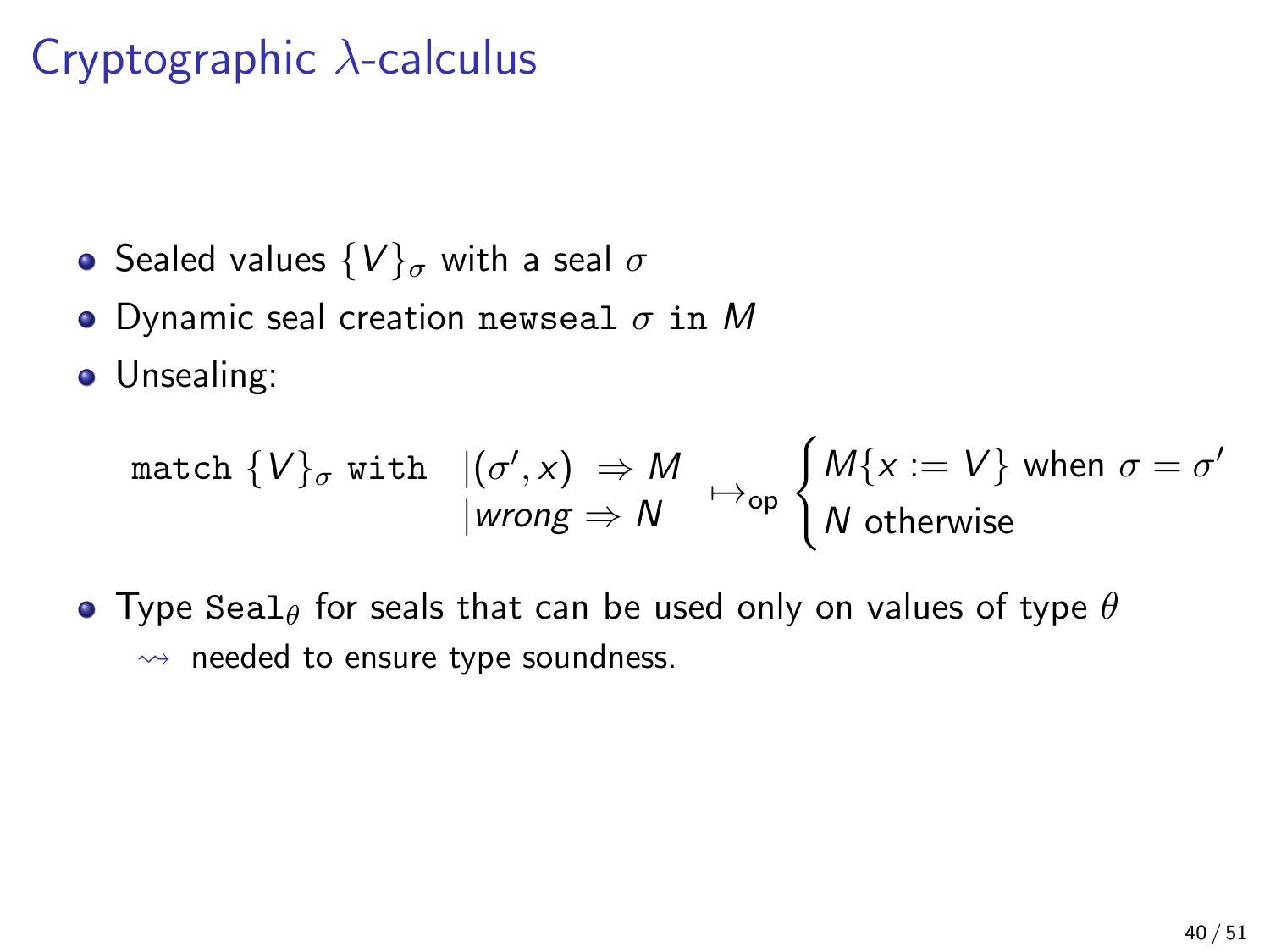# Cryptographic $\lambda$-calculus

- Sealed values $\{V\}_\sigma$ with a seal $\sigma$
- Dynamic seal creation $\texttt{newseal}\ \sigma\ \texttt{in}\ M$
- Unsealing:

$$\texttt{match}\ \{V\}_\sigma\ \texttt{with}\ \begin{array}{l} |(\sigma', x) \Rightarrow M \\ |\mathit{wrong} \Rightarrow N \end{array} \mapsto_{\mathsf{op}} \begin{cases} M\{x := V\} \text{ when } \sigma = \sigma' \\ N \text{ otherwise} \end{cases}$$

- Type $\texttt{Seal}_\theta$ for seals that can be used only on values of type $\theta$
  - $\leadsto$ needed to ensure type soundness.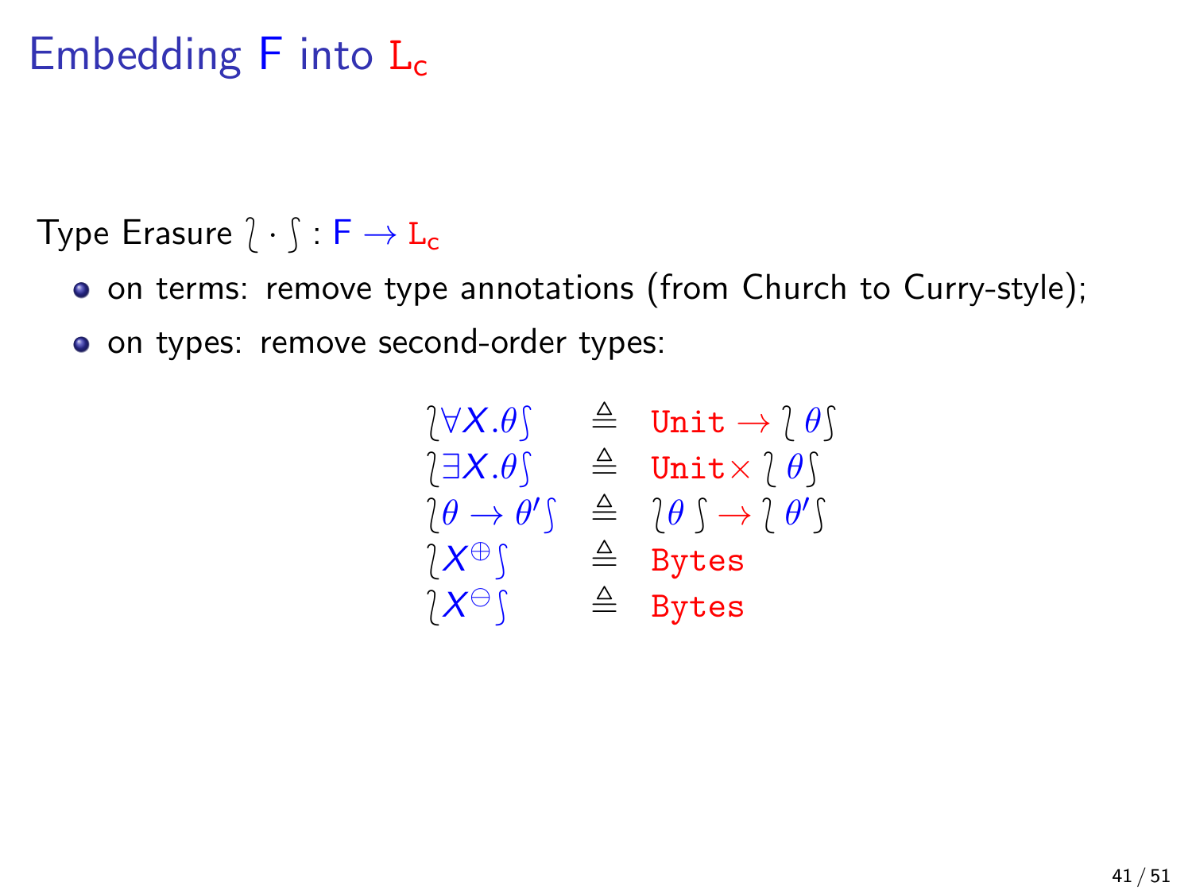# Embedding F into $\texttt{L}_\texttt{c}$

Type Erasure $\wr \cdot \int : \mathsf{F} \to \texttt{L}_\texttt{c}$

- on terms: remove type annotations (from Church to Curry-style);
- on types: remove second-order types:

$$
\begin{array}{lcl}
\wr \forall X.\theta \int & \triangleq & \texttt{Unit} \to \wr\, \theta \int \\
\wr \exists X.\theta \int & \triangleq & \texttt{Unit} \times \wr\, \theta \int \\
\wr \theta \to \theta' \int & \triangleq & \wr \theta \int \to \wr\, \theta' \int \\
\wr X^{\oplus} \int & \triangleq & \texttt{Bytes} \\
\wr X^{\ominus} \int & \triangleq & \texttt{Bytes}
\end{array}
$$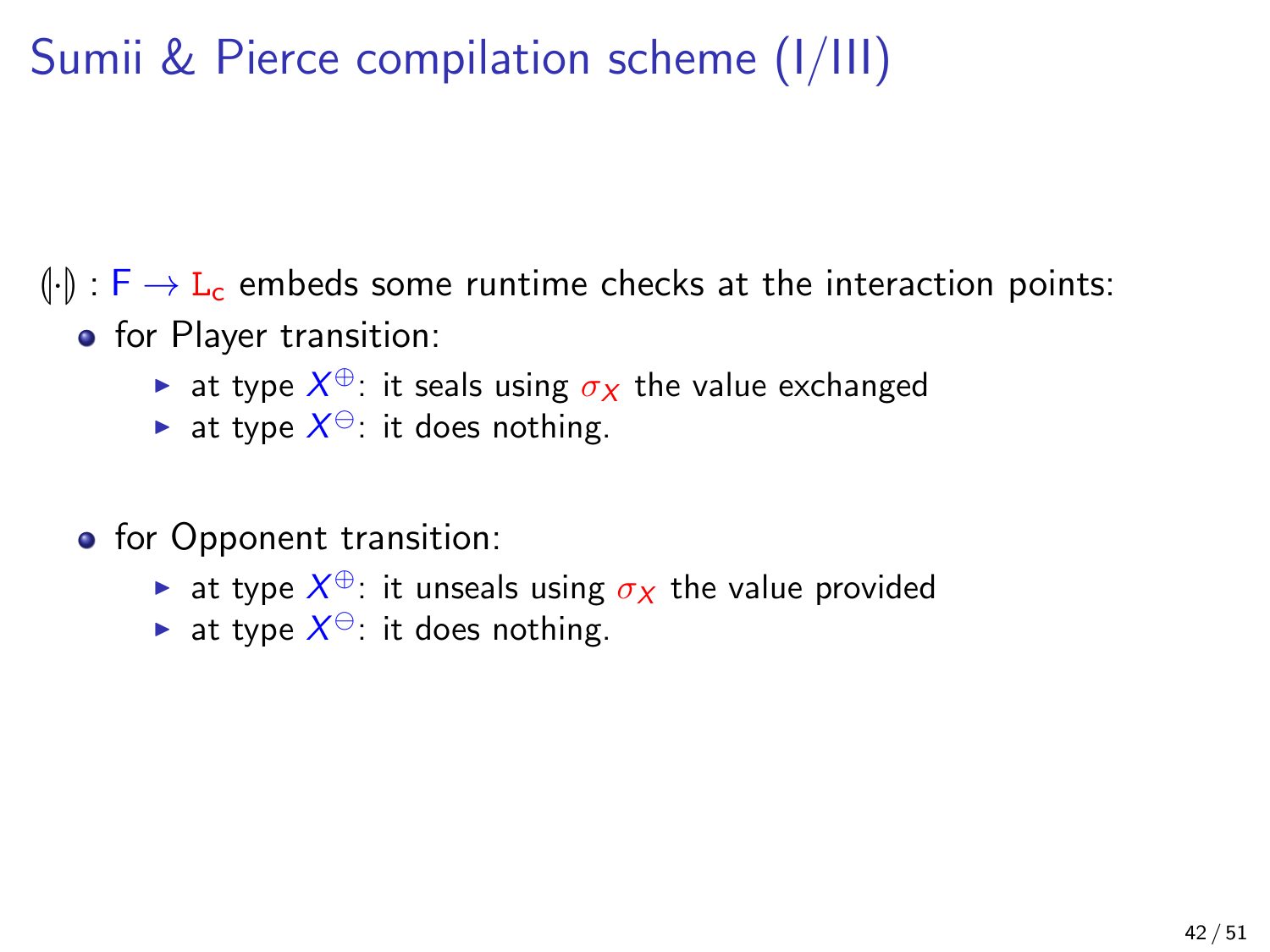# Sumii & Pierce compilation scheme (I/III)

$(\!|\cdot|\!) : \mathsf{F} \to \mathtt{L_c}$ embeds some runtime checks at the interaction points:

- for Player transition:
  - at type $X^{\oplus}$: it seals using $\sigma_X$ the value exchanged
  - at type $X^{\ominus}$: it does nothing.

- for Opponent transition:
  - at type $X^{\oplus}$: it unseals using $\sigma_X$ the value provided
  - at type $X^{\ominus}$: it does nothing.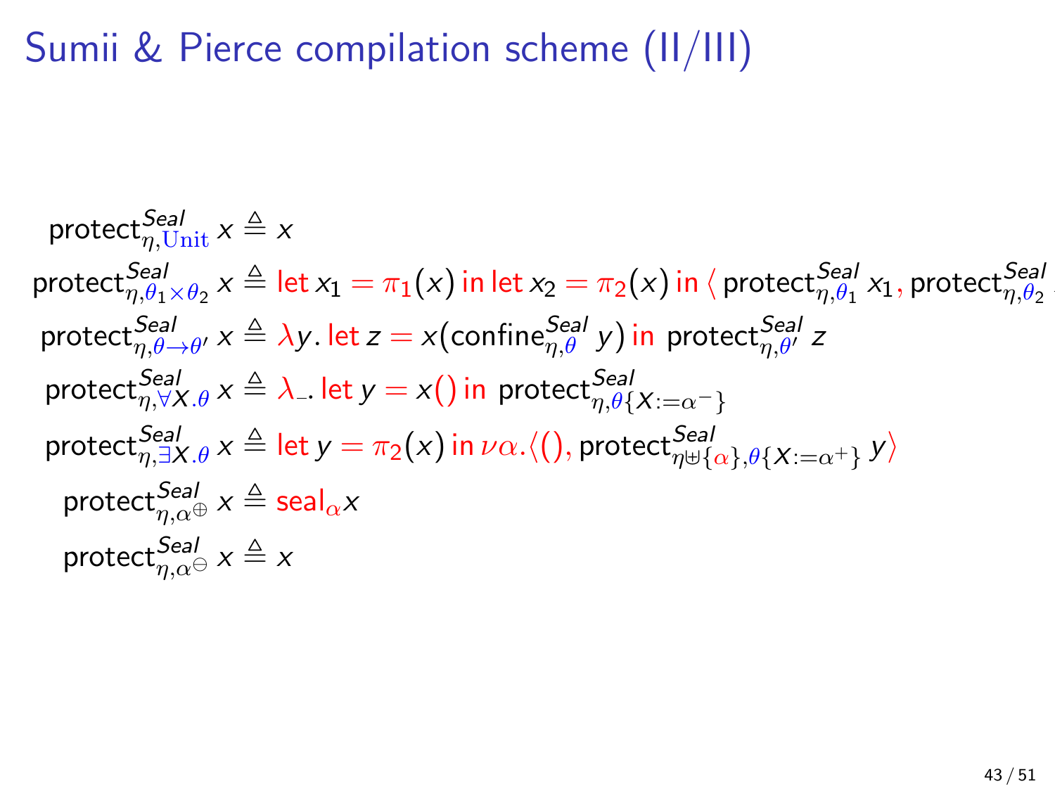# Sumii & Pierce compilation scheme (II/III)

$$\text{protect}^{Seal}_{\eta,\mathrm{Unit}}\; x \triangleq x$$

$$\text{protect}^{Seal}_{\eta,\theta_1\times\theta_2}\; x \triangleq \text{let}\, x_1 = \pi_1(x)\,\text{in let}\, x_2 = \pi_2(x)\,\text{in}\,\langle\, \text{protect}^{Seal}_{\eta,\theta_1}\, x_1, \text{protect}^{Seal}_{\eta,\theta_2}$$

$$\text{protect}^{Seal}_{\eta,\theta\to\theta'}\; x \triangleq \lambda y.\,\text{let}\, z = x(\text{confine}^{Seal}_{\eta,\theta}\; y)\;\text{in}\;\text{protect}^{Seal}_{\eta,\theta'}\; z$$

$$\text{protect}^{Seal}_{\eta,\forall X.\theta}\; x \triangleq \lambda\_.\,\text{let}\, y = x()\;\text{in}\;\text{protect}^{Seal}_{\eta,\theta\{X:=\alpha^-\}}$$

$$\text{protect}^{Seal}_{\eta,\exists X.\theta}\; x \triangleq \text{let}\, y = \pi_2(x)\,\text{in}\,\nu\alpha.\langle(), \text{protect}^{Seal}_{\eta\uplus\{\alpha\},\theta\{X:=\alpha^+\}}\; y\rangle$$

$$\text{protect}^{Seal}_{\eta,\alpha^\oplus}\; x \triangleq \text{seal}_\alpha x$$

$$\text{protect}^{Seal}_{\eta,\alpha^\ominus}\; x \triangleq x$$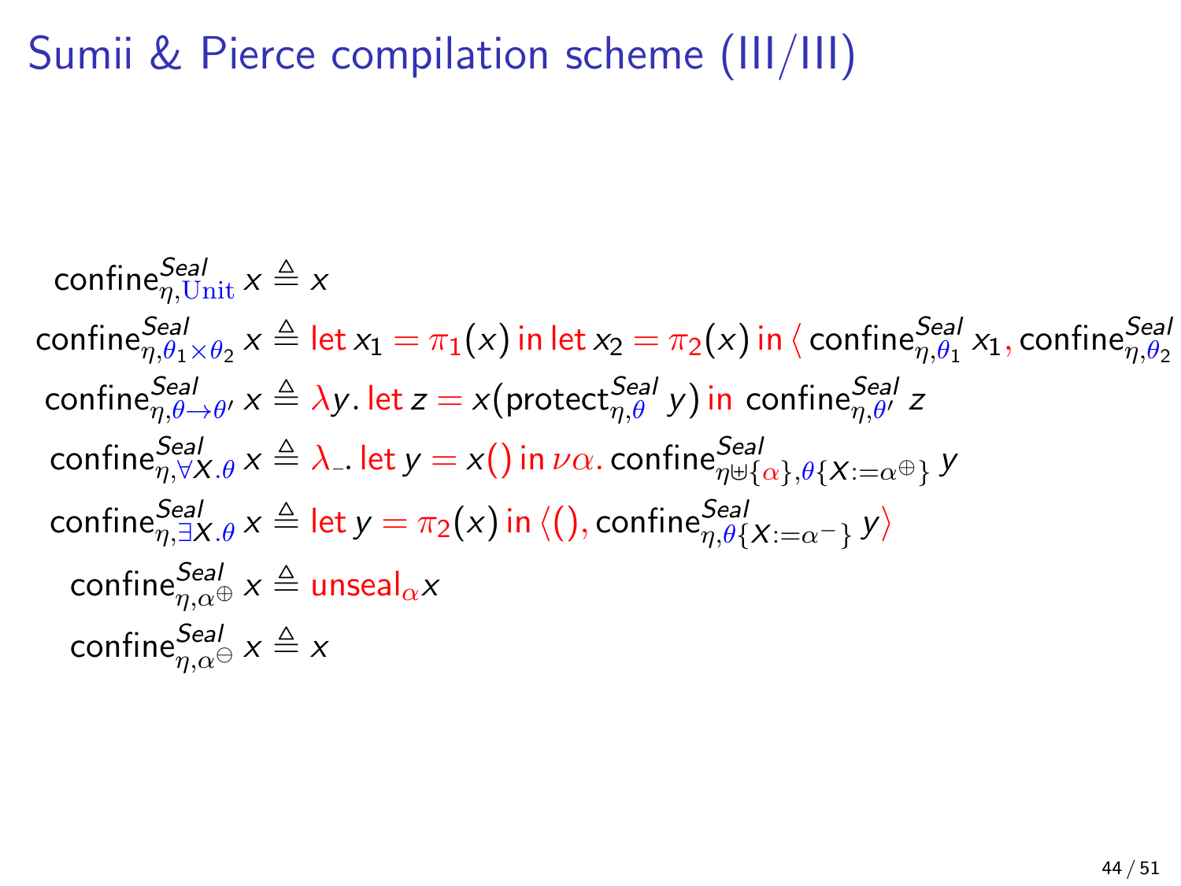# Sumii & Pierce compilation scheme (III/III)

$$\text{confine}^{Seal}_{\eta,\mathrm{Unit}}\; x \triangleq x$$

$$\text{confine}^{Seal}_{\eta,\theta_1\times\theta_2}\; x \triangleq \text{let}\; x_1 = \pi_1(x)\;\text{in let}\; x_2 = \pi_2(x)\;\text{in}\;\langle\, \text{confine}^{Seal}_{\eta,\theta_1}\; x_1, \text{confine}^{Seal}_{\eta,\theta_2}$$

$$\text{confine}^{Seal}_{\eta,\theta\to\theta'}\; x \triangleq \lambda y.\,\text{let}\; z = x(\text{protect}^{Seal}_{\eta,\theta}\; y)\;\text{in}\;\text{confine}^{Seal}_{\eta,\theta'}\; z$$

$$\text{confine}^{Seal}_{\eta,\forall X.\theta}\; x \triangleq \lambda\_.\,\text{let}\; y = x()\;\text{in}\;\nu\alpha.\,\text{confine}^{Seal}_{\eta\uplus\{\alpha\},\theta\{X:=\alpha^{\oplus}\}}\; y$$

$$\text{confine}^{Seal}_{\eta,\exists X.\theta}\; x \triangleq \text{let}\; y = \pi_2(x)\;\text{in}\;\langle(), \text{confine}^{Seal}_{\eta,\theta\{X:=\alpha^{-}\}}\; y\rangle$$

$$\text{confine}^{Seal}_{\eta,\alpha^{\oplus}}\; x \triangleq \text{unseal}_{\alpha} x$$

$$\text{confine}^{Seal}_{\eta,\alpha^{\ominus}}\; x \triangleq x$$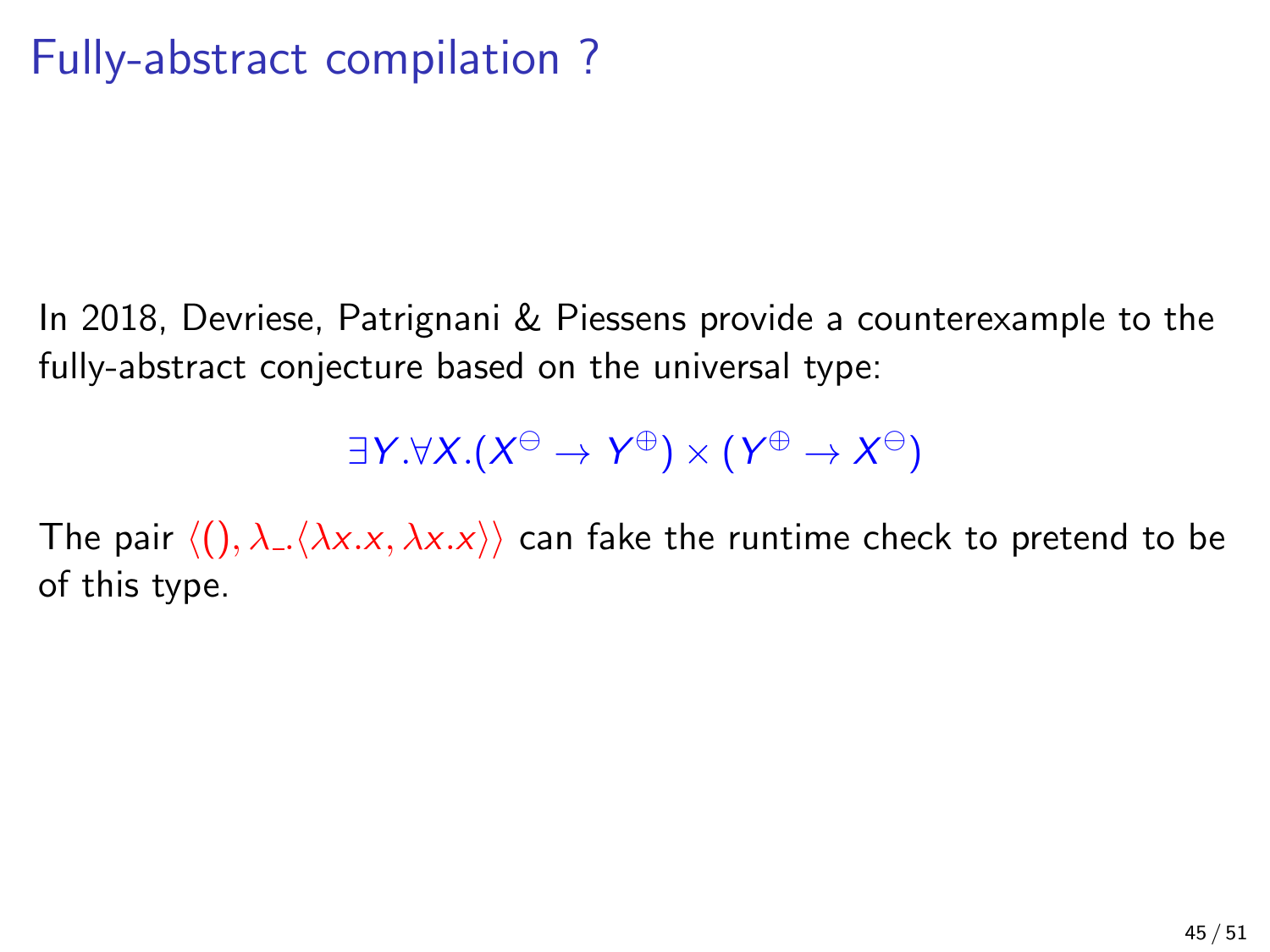# Fully-abstract compilation ?

In 2018, Devriese, Patrignani & Piessens provide a counterexample to the fully-abstract conjecture based on the universal type:

$$\exists Y. \forall X. (X^{\ominus} \to Y^{\oplus}) \times (Y^{\oplus} \to X^{\ominus})$$

The pair $\langle (), \lambda\_. \langle \lambda x.x, \lambda x.x \rangle \rangle$ can fake the runtime check to pretend to be of this type.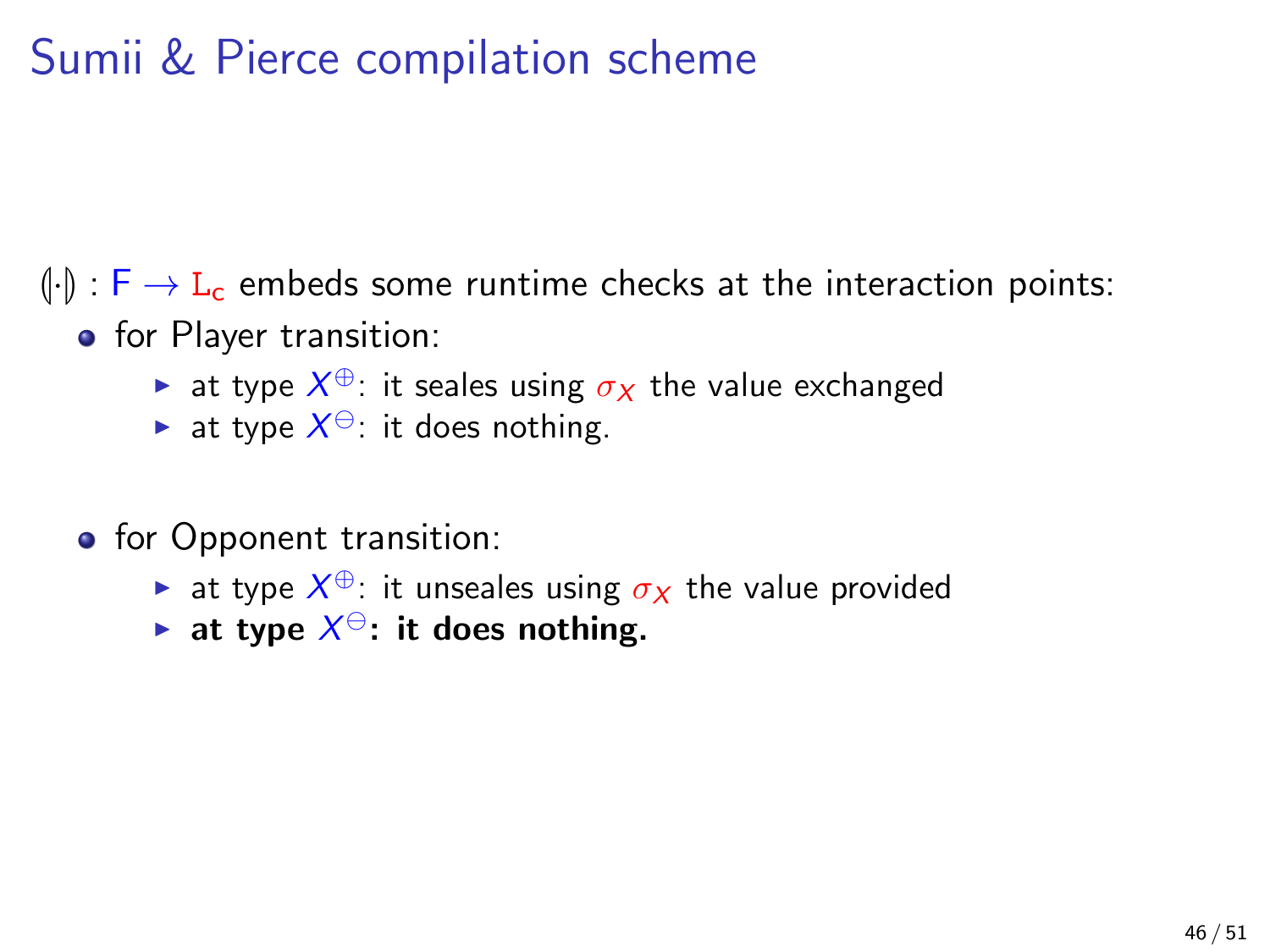# Sumii & Pierce compilation scheme

$(\!|\cdot|\!) : \mathsf{F} \rightarrow \mathtt{L_c}$ embeds some runtime checks at the interaction points:

- for Player transition:
  - at type $X^{\oplus}$: it seales using $\sigma_X$ the value exchanged
  - at type $X^{\ominus}$: it does nothing.

- for Opponent transition:
  - at type $X^{\oplus}$: it unseales using $\sigma_X$ the value provided
  - **at type $X^{\ominus}$: it does nothing.**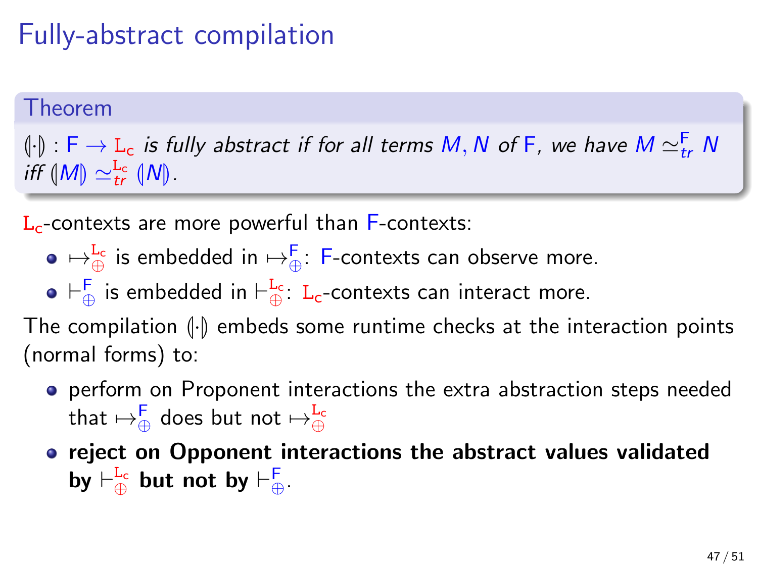# Fully-abstract compilation

**Theorem**

$(\!|\cdot|\!) : \mathsf{F} \to \mathtt{L_c}$ *is fully abstract if for all terms $M, N$ of* $\mathsf{F}$, *we have* $M \simeq^{\mathsf{F}}_{tr} N$ *iff* $(\!|M|\!) \simeq^{\mathtt{L_c}}_{tr} (\!|N|\!)$.

$\mathtt{L_c}$-contexts are more powerful than $\mathsf{F}$-contexts:

- $\mapsto^{\mathtt{L_c}}_{\oplus}$ is embedded in $\mapsto^{\mathsf{F}}_{\oplus}$: $\mathsf{F}$-contexts can observe more.
- $\vdash^{\mathsf{F}}_{\oplus}$ is embedded in $\vdash^{\mathtt{L_c}}_{\oplus}$: $\mathtt{L_c}$-contexts can interact more.

The compilation $(\!|\cdot|\!)$ embeds some runtime checks at the interaction points (normal forms) to:

- perform on Proponent interactions the extra abstraction steps needed that $\mapsto^{\mathsf{F}}_{\oplus}$ does but not $\mapsto^{\mathtt{L_c}}_{\oplus}$
- **reject on Opponent interactions the abstract values validated by $\vdash^{\mathtt{L_c}}_{\oplus}$ but not by $\vdash^{\mathsf{F}}_{\oplus}$.**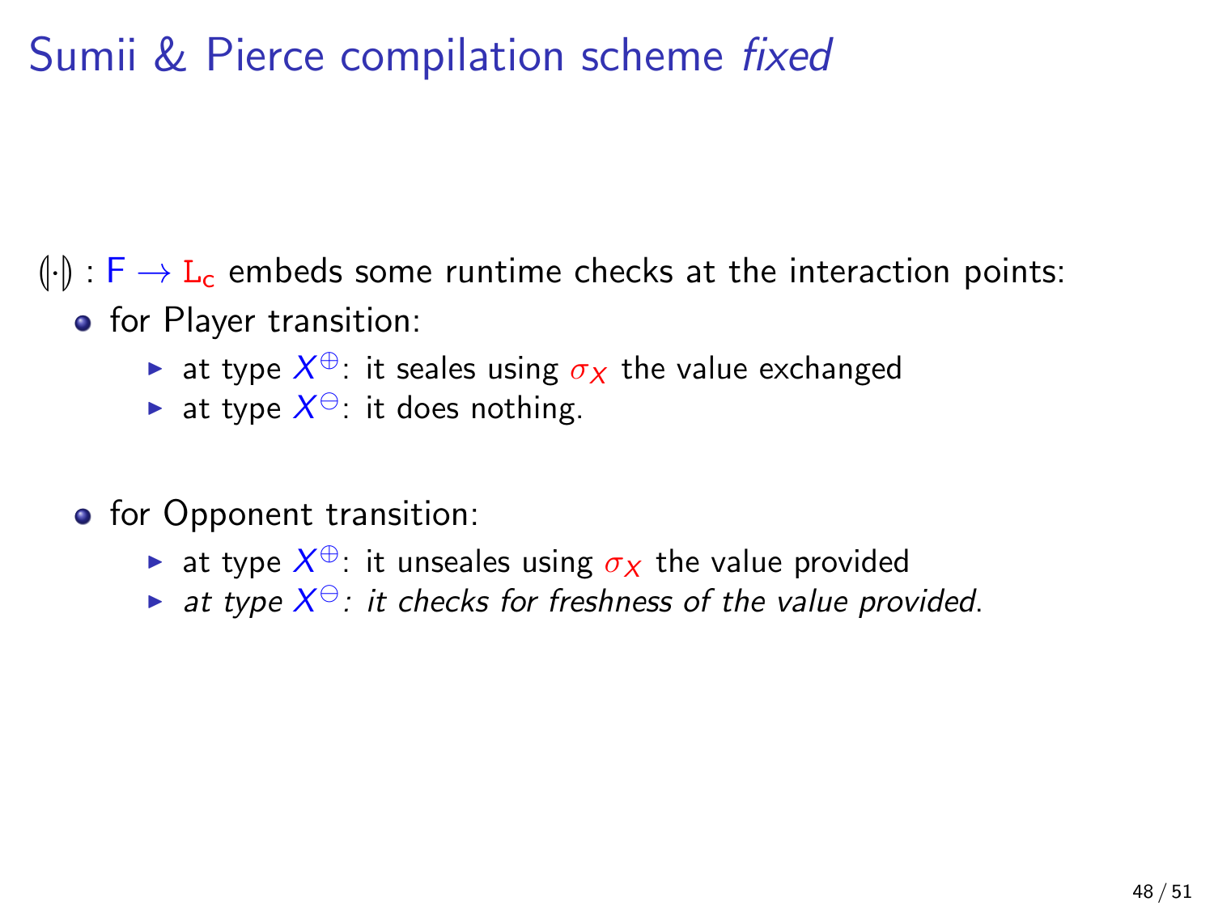# Sumii & Pierce compilation scheme *fixed*

$(\!|\cdot|\!) : \mathsf{F} \rightarrow \mathtt{L_c}$ embeds some runtime checks at the interaction points:

- for Player transition:
  - at type $X^{\oplus}$: it seales using $\sigma_X$ the value exchanged
  - at type $X^{\ominus}$: it does nothing.
- for Opponent transition:
  - at type $X^{\oplus}$: it unseales using $\sigma_X$ the value provided
  - *at type $X^{\ominus}$: it checks for freshness of the value provided*.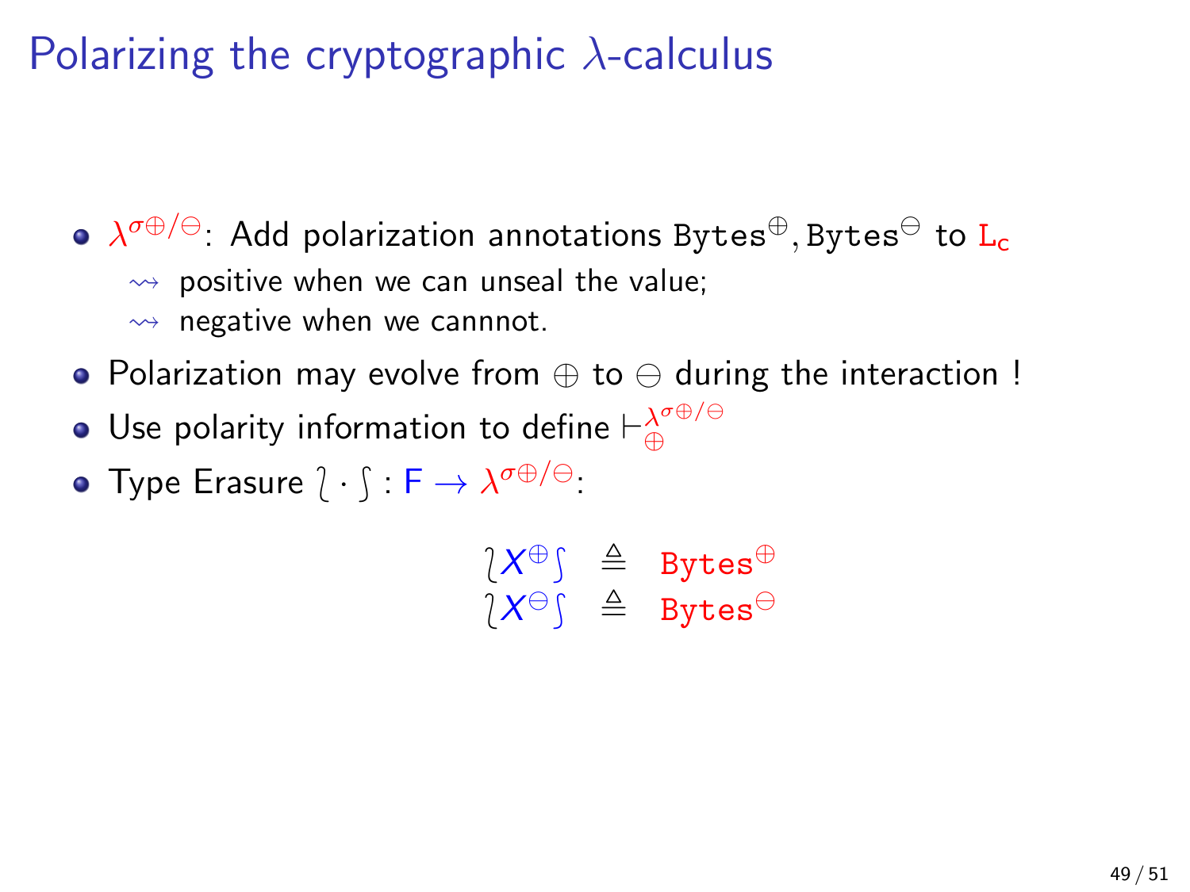# Polarizing the cryptographic $\lambda$-calculus

- $\lambda^{\sigma\oplus/\ominus}$: Add polarization annotations $\texttt{Bytes}^{\oplus}, \texttt{Bytes}^{\ominus}$ to $\mathtt{L_c}$
  - $\rightsquigarrow$ positive when we can unseal the value;
  - $\rightsquigarrow$ negative when we cannnot.
- Polarization may evolve from $\oplus$ to $\ominus$ during the interaction !
- Use polarity information to define $\vdash_{\oplus}^{\lambda^{\sigma\oplus/\ominus}}$
- Type Erasure $\wr \cdot \int : \mathsf{F} \rightarrow \lambda^{\sigma\oplus/\ominus}$:

$$
\begin{array}{rcl}
\wr X^{\oplus} \int & \triangleq & \texttt{Bytes}^{\oplus} \\
\wr X^{\ominus} \int & \triangleq & \texttt{Bytes}^{\ominus}
\end{array}
$$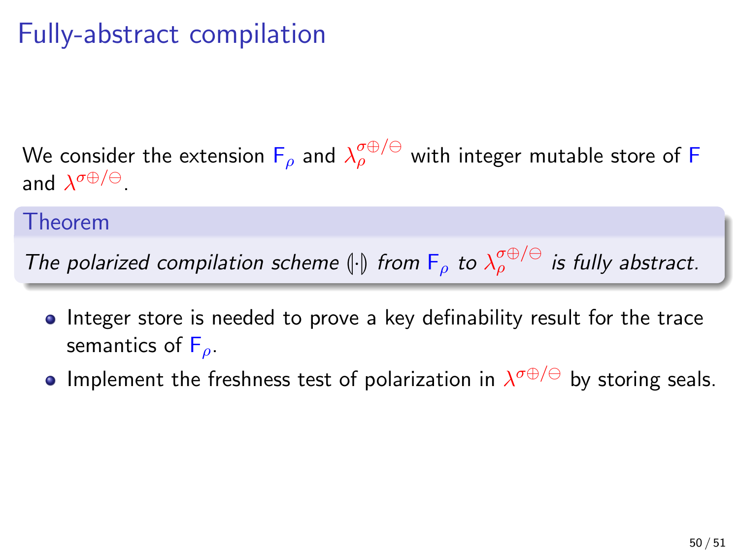# Fully-abstract compilation

We consider the extension $\mathsf{F}_\rho$ and $\lambda_\rho^{\sigma\oplus/\ominus}$ with integer mutable store of $\mathsf{F}$ and $\lambda^{\sigma\oplus/\ominus}$.

**Theorem**

*The polarized compilation scheme $(\!|\cdot|\!)$ from $\mathsf{F}_\rho$ to $\lambda_\rho^{\sigma\oplus/\ominus}$ is fully abstract.*

- Integer store is needed to prove a key definability result for the trace semantics of $\mathsf{F}_\rho$.
- Implement the freshness test of polarization in $\lambda^{\sigma\oplus/\ominus}$ by storing seals.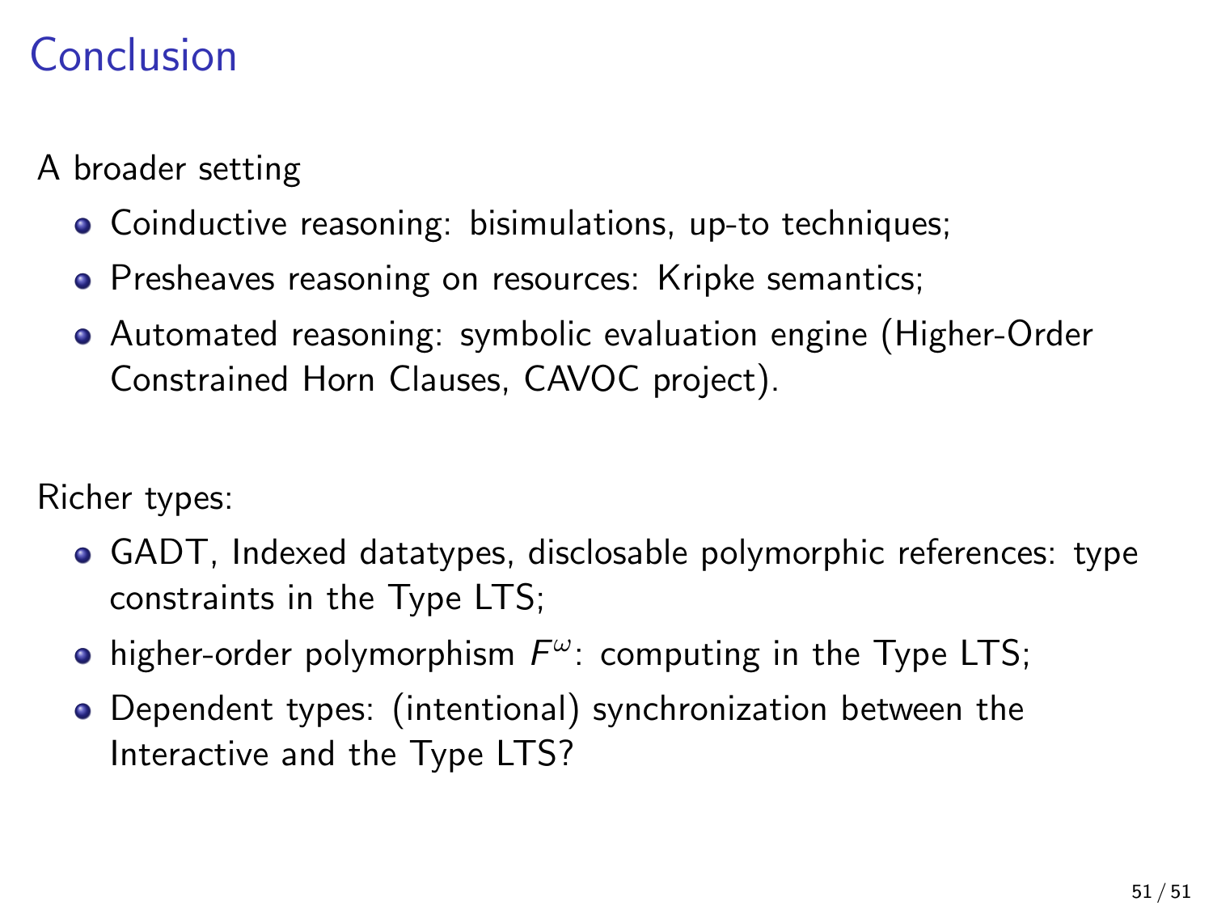# Conclusion

A broader setting

- Coinductive reasoning: bisimulations, up-to techniques;
- Presheaves reasoning on resources: Kripke semantics;
- Automated reasoning: symbolic evaluation engine (Higher-Order Constrained Horn Clauses, CAVOC project).

Richer types:

- GADT, Indexed datatypes, disclosable polymorphic references: type constraints in the Type LTS;
- higher-order polymorphism $F^{\omega}$: computing in the Type LTS;
- Dependent types: (intentional) synchronization between the Interactive and the Type LTS?